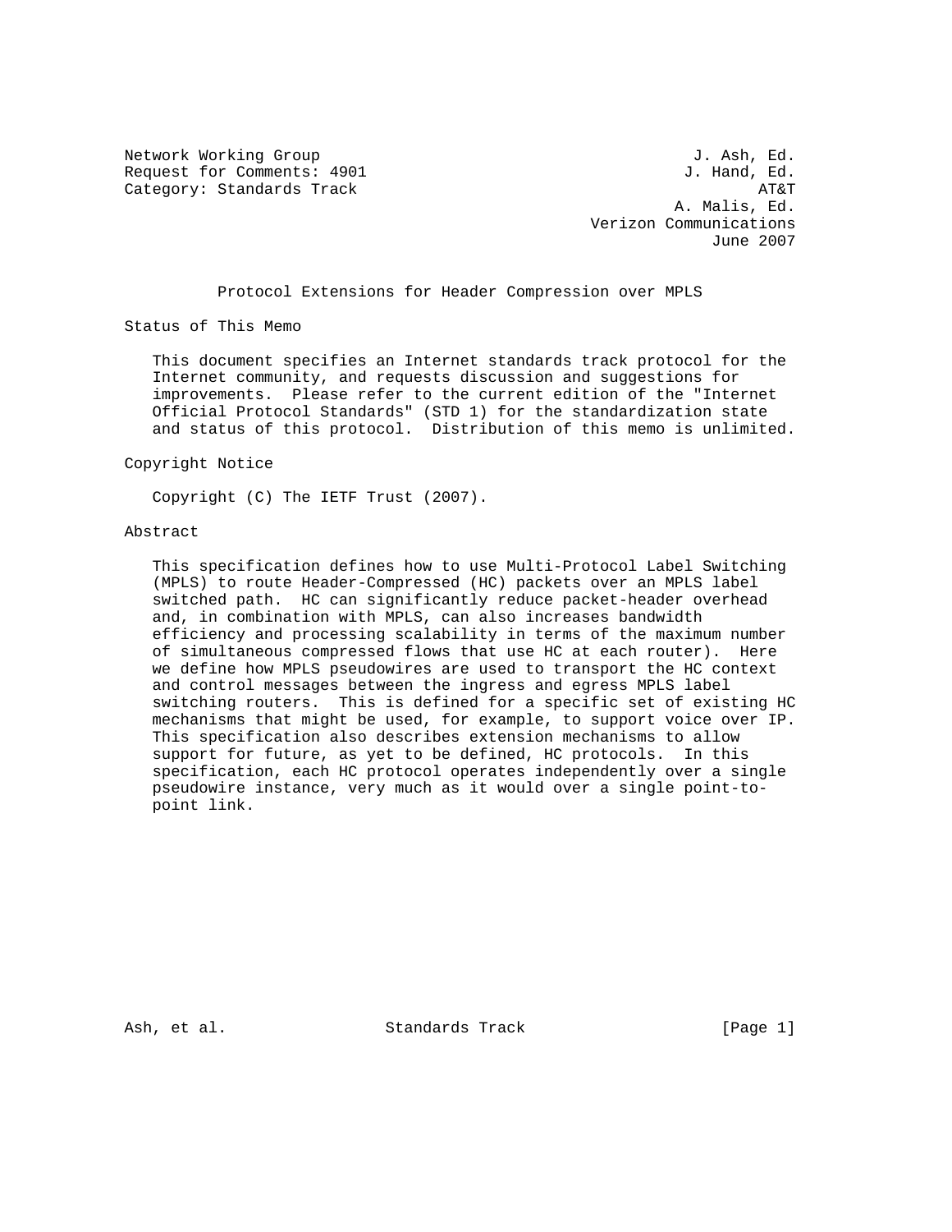Network Working Group J. Ash, Ed.
Request for Comments: 4901 J. Hand, Ed.
Category: Standards Track AT&T
A. Malis, Ed.
Verizon Communications
June 2007

# Protocol Extensions for Header Compression over MPLS

## Status of This Memo

This document specifies an Internet standards track protocol for the Internet community, and requests discussion and suggestions for improvements. Please refer to the current edition of the "Internet Official Protocol Standards" (STD 1) for the standardization state and status of this protocol. Distribution of this memo is unlimited.

## Copyright Notice

Copyright (C) The IETF Trust (2007).

## Abstract

This specification defines how to use Multi-Protocol Label Switching (MPLS) to route Header-Compressed (HC) packets over an MPLS label switched path. HC can significantly reduce packet-header overhead and, in combination with MPLS, can also increases bandwidth efficiency and processing scalability in terms of the maximum number of simultaneous compressed flows that use HC at each router). Here we define how MPLS pseudowires are used to transport the HC context and control messages between the ingress and egress MPLS label switching routers. This is defined for a specific set of existing HC mechanisms that might be used, for example, to support voice over IP. This specification also describes extension mechanisms to allow support for future, as yet to be defined, HC protocols. In this specification, each HC protocol operates independently over a single pseudowire instance, very much as it would over a single point-to-point link.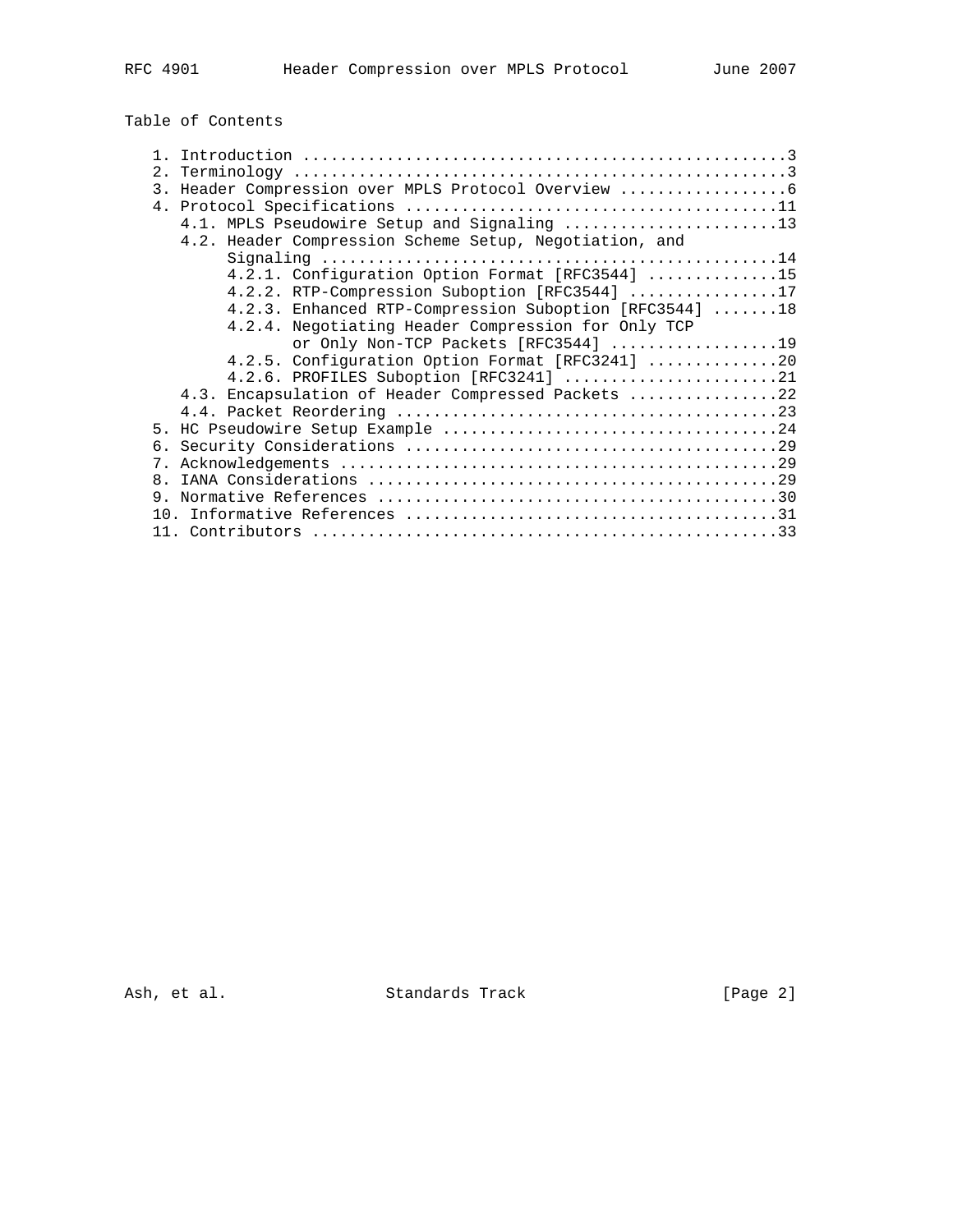## Table of Contents

```
   1. Introduction ....................................................3
   2. Terminology .....................................................3
   3. Header Compression over MPLS Protocol Overview ..................6
   4. Protocol Specifications ........................................11
      4.1. MPLS Pseudowire Setup and Signaling .......................13
      4.2. Header Compression Scheme Setup, Negotiation, and
           Signaling .................................................14
           4.2.1. Configuration Option Format [RFC3544] ..............15
           4.2.2. RTP-Compression Suboption [RFC3544] ................17
           4.2.3. Enhanced RTP-Compression Suboption [RFC3544] .......18
           4.2.4. Negotiating Header Compression for Only TCP
                  or Only Non-TCP Packets [RFC3544] ..................19
           4.2.5. Configuration Option Format [RFC3241] ..............20
           4.2.6. PROFILES Suboption [RFC3241] .......................21
      4.3. Encapsulation of Header Compressed Packets ................22
      4.4. Packet Reordering .........................................23
   5. HC Pseudowire Setup Example ....................................24
   6. Security Considerations ........................................29
   7. Acknowledgements ...............................................29
   8. IANA Considerations ............................................29
   9. Normative References ...........................................30
   10. Informative References ........................................31
   11. Contributors ..................................................33
```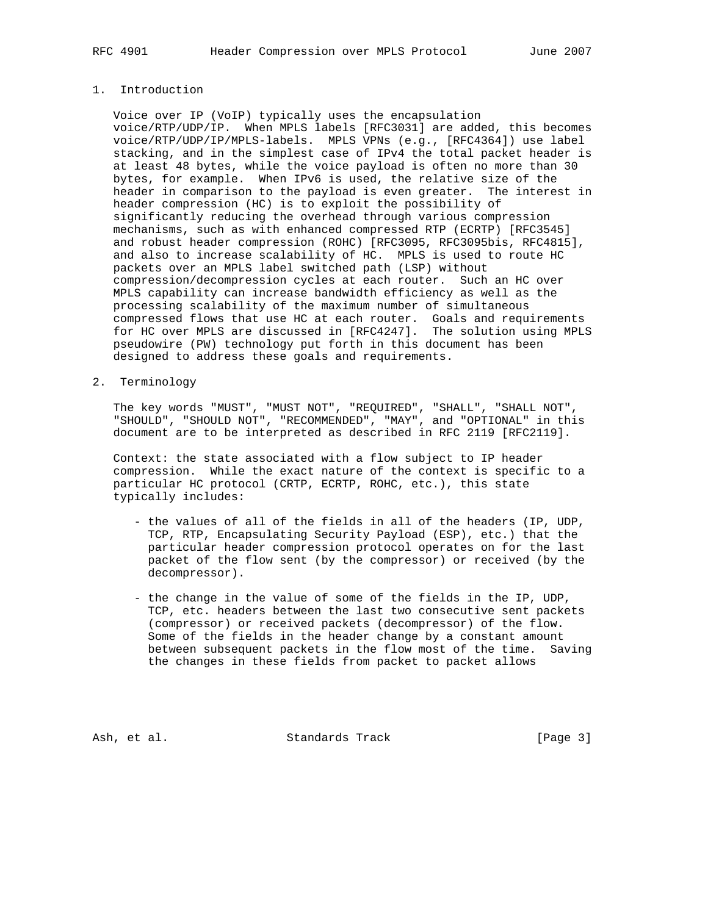# 1. Introduction

Voice over IP (VoIP) typically uses the encapsulation voice/RTP/UDP/IP. When MPLS labels [RFC3031] are added, this becomes voice/RTP/UDP/IP/MPLS-labels. MPLS VPNs (e.g., [RFC4364]) use label stacking, and in the simplest case of IPv4 the total packet header is at least 48 bytes, while the voice payload is often no more than 30 bytes, for example. When IPv6 is used, the relative size of the header in comparison to the payload is even greater. The interest in header compression (HC) is to exploit the possibility of significantly reducing the overhead through various compression mechanisms, such as with enhanced compressed RTP (ECRTP) [RFC3545] and robust header compression (ROHC) [RFC3095, RFC3095bis, RFC4815], and also to increase scalability of HC. MPLS is used to route HC packets over an MPLS label switched path (LSP) without compression/decompression cycles at each router. Such an HC over MPLS capability can increase bandwidth efficiency as well as the processing scalability of the maximum number of simultaneous compressed flows that use HC at each router. Goals and requirements for HC over MPLS are discussed in [RFC4247]. The solution using MPLS pseudowire (PW) technology put forth in this document has been designed to address these goals and requirements.

# 2. Terminology

The key words "MUST", "MUST NOT", "REQUIRED", "SHALL", "SHALL NOT", "SHOULD", "SHOULD NOT", "RECOMMENDED", "MAY", and "OPTIONAL" in this document are to be interpreted as described in RFC 2119 [RFC2119].

Context: the state associated with a flow subject to IP header compression. While the exact nature of the context is specific to a particular HC protocol (CRTP, ECRTP, ROHC, etc.), this state typically includes:

- the values of all of the fields in all of the headers (IP, UDP, TCP, RTP, Encapsulating Security Payload (ESP), etc.) that the particular header compression protocol operates on for the last packet of the flow sent (by the compressor) or received (by the decompressor).

- the change in the value of some of the fields in the IP, UDP, TCP, etc. headers between the last two consecutive sent packets (compressor) or received packets (decompressor) of the flow. Some of the fields in the header change by a constant amount between subsequent packets in the flow most of the time. Saving the changes in these fields from packet to packet allows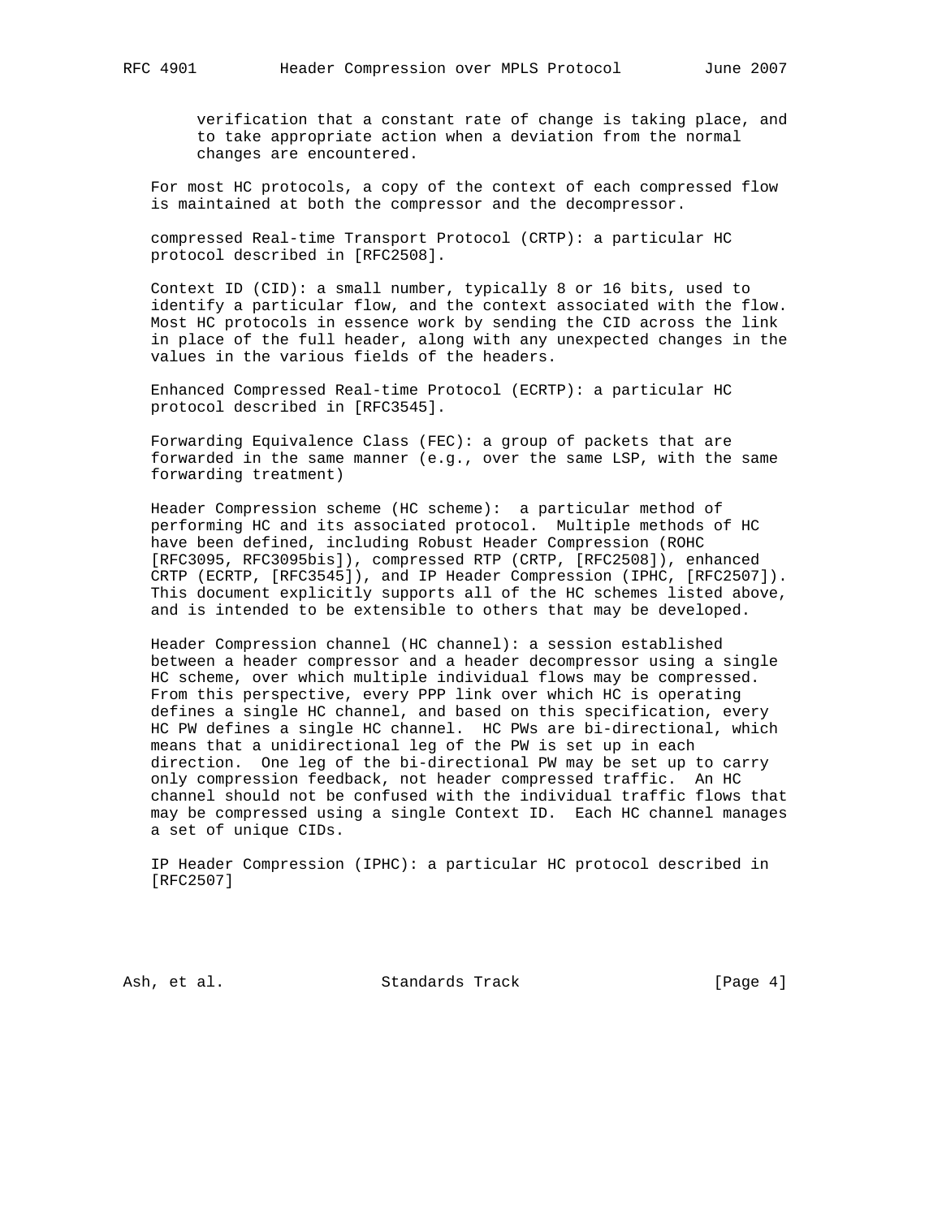verification that a constant rate of change is taking place, and to take appropriate action when a deviation from the normal changes are encountered.

For most HC protocols, a copy of the context of each compressed flow is maintained at both the compressor and the decompressor.

compressed Real-time Transport Protocol (CRTP): a particular HC protocol described in [RFC2508].

Context ID (CID): a small number, typically 8 or 16 bits, used to identify a particular flow, and the context associated with the flow. Most HC protocols in essence work by sending the CID across the link in place of the full header, along with any unexpected changes in the values in the various fields of the headers.

Enhanced Compressed Real-time Protocol (ECRTP): a particular HC protocol described in [RFC3545].

Forwarding Equivalence Class (FEC): a group of packets that are forwarded in the same manner (e.g., over the same LSP, with the same forwarding treatment)

Header Compression scheme (HC scheme): a particular method of performing HC and its associated protocol. Multiple methods of HC have been defined, including Robust Header Compression (ROHC [RFC3095, RFC3095bis]), compressed RTP (CRTP, [RFC2508]), enhanced CRTP (ECRTP, [RFC3545]), and IP Header Compression (IPHC, [RFC2507]). This document explicitly supports all of the HC schemes listed above, and is intended to be extensible to others that may be developed.

Header Compression channel (HC channel): a session established between a header compressor and a header decompressor using a single HC scheme, over which multiple individual flows may be compressed. From this perspective, every PPP link over which HC is operating defines a single HC channel, and based on this specification, every HC PW defines a single HC channel. HC PWs are bi-directional, which means that a unidirectional leg of the PW is set up in each direction. One leg of the bi-directional PW may be set up to carry only compression feedback, not header compressed traffic. An HC channel should not be confused with the individual traffic flows that may be compressed using a single Context ID. Each HC channel manages a set of unique CIDs.

IP Header Compression (IPHC): a particular HC protocol described in [RFC2507]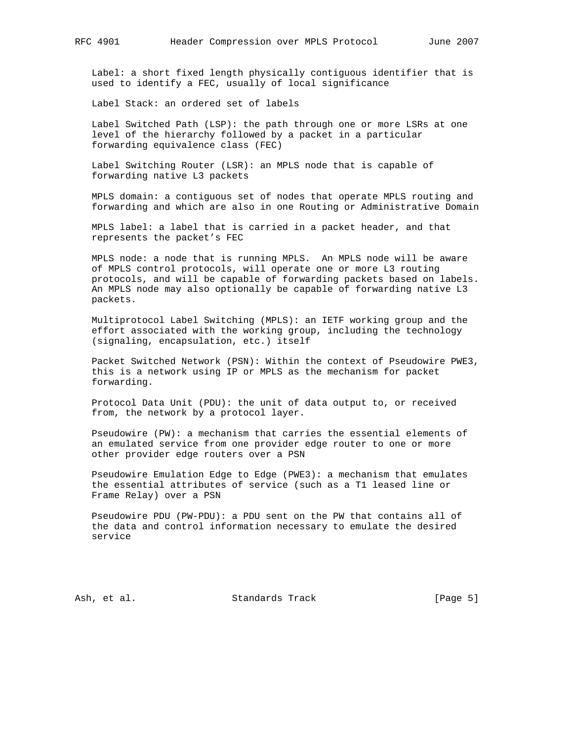Label: a short fixed length physically contiguous identifier that is used to identify a FEC, usually of local significance

Label Stack: an ordered set of labels

Label Switched Path (LSP): the path through one or more LSRs at one level of the hierarchy followed by a packet in a particular forwarding equivalence class (FEC)

Label Switching Router (LSR): an MPLS node that is capable of forwarding native L3 packets

MPLS domain: a contiguous set of nodes that operate MPLS routing and forwarding and which are also in one Routing or Administrative Domain

MPLS label: a label that is carried in a packet header, and that represents the packet's FEC

MPLS node: a node that is running MPLS. An MPLS node will be aware of MPLS control protocols, will operate one or more L3 routing protocols, and will be capable of forwarding packets based on labels. An MPLS node may also optionally be capable of forwarding native L3 packets.

Multiprotocol Label Switching (MPLS): an IETF working group and the effort associated with the working group, including the technology (signaling, encapsulation, etc.) itself

Packet Switched Network (PSN): Within the context of Pseudowire PWE3, this is a network using IP or MPLS as the mechanism for packet forwarding.

Protocol Data Unit (PDU): the unit of data output to, or received from, the network by a protocol layer.

Pseudowire (PW): a mechanism that carries the essential elements of an emulated service from one provider edge router to one or more other provider edge routers over a PSN

Pseudowire Emulation Edge to Edge (PWE3): a mechanism that emulates the essential attributes of service (such as a T1 leased line or Frame Relay) over a PSN

Pseudowire PDU (PW-PDU): a PDU sent on the PW that contains all of the data and control information necessary to emulate the desired service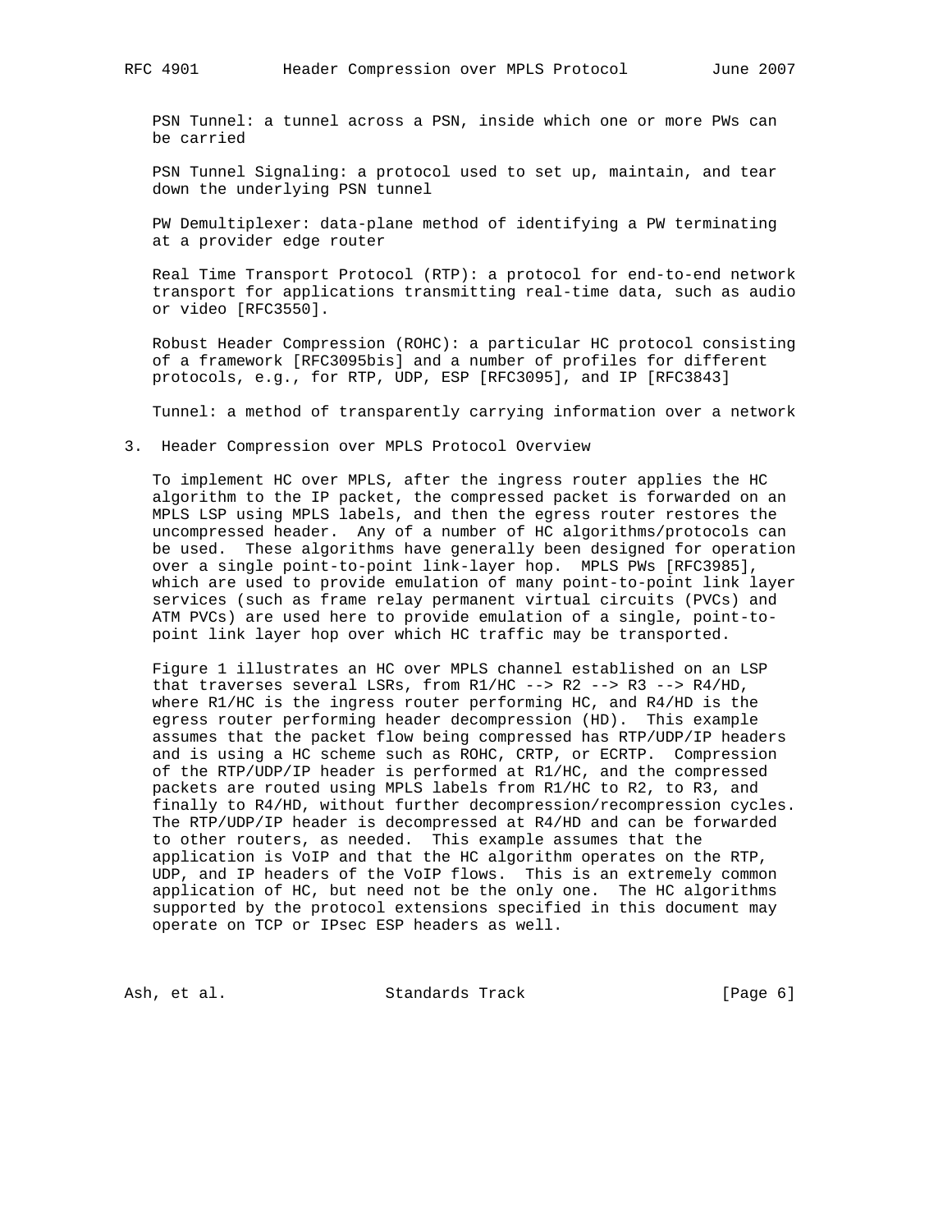PSN Tunnel: a tunnel across a PSN, inside which one or more PWs can be carried

PSN Tunnel Signaling: a protocol used to set up, maintain, and tear down the underlying PSN tunnel

PW Demultiplexer: data-plane method of identifying a PW terminating at a provider edge router

Real Time Transport Protocol (RTP): a protocol for end-to-end network transport for applications transmitting real-time data, such as audio or video [RFC3550].

Robust Header Compression (ROHC): a particular HC protocol consisting of a framework [RFC3095bis] and a number of profiles for different protocols, e.g., for RTP, UDP, ESP [RFC3095], and IP [RFC3843]

Tunnel: a method of transparently carrying information over a network

## 3. Header Compression over MPLS Protocol Overview

To implement HC over MPLS, after the ingress router applies the HC algorithm to the IP packet, the compressed packet is forwarded on an MPLS LSP using MPLS labels, and then the egress router restores the uncompressed header. Any of a number of HC algorithms/protocols can be used. These algorithms have generally been designed for operation over a single point-to-point link-layer hop. MPLS PWs [RFC3985], which are used to provide emulation of many point-to-point link layer services (such as frame relay permanent virtual circuits (PVCs) and ATM PVCs) are used here to provide emulation of a single, point-to-point link layer hop over which HC traffic may be transported.

Figure 1 illustrates an HC over MPLS channel established on an LSP that traverses several LSRs, from R1/HC --> R2 --> R3 --> R4/HD, where R1/HC is the ingress router performing HC, and R4/HD is the egress router performing header decompression (HD). This example assumes that the packet flow being compressed has RTP/UDP/IP headers and is using a HC scheme such as ROHC, CRTP, or ECRTP. Compression of the RTP/UDP/IP header is performed at R1/HC, and the compressed packets are routed using MPLS labels from R1/HC to R2, to R3, and finally to R4/HD, without further decompression/recompression cycles. The RTP/UDP/IP header is decompressed at R4/HD and can be forwarded to other routers, as needed. This example assumes that the application is VoIP and that the HC algorithm operates on the RTP, UDP, and IP headers of the VoIP flows. This is an extremely common application of HC, but need not be the only one. The HC algorithms supported by the protocol extensions specified in this document may operate on TCP or IPsec ESP headers as well.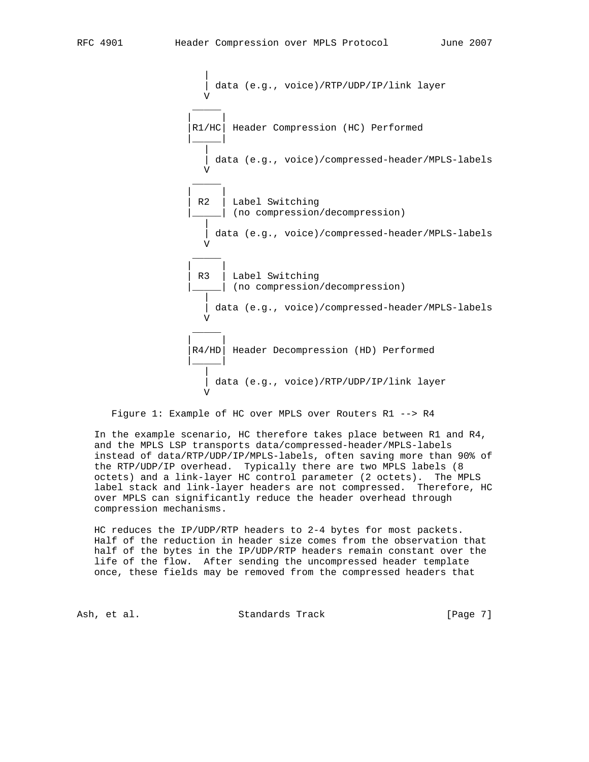```
                           |
                           | data (e.g., voice)/RTP/UDP/IP/link layer
                           V
                         _____
                        |     |
                        |R1/HC| Header Compression (HC) Performed
                        |_____|
                           |
                           | data (e.g., voice)/compressed-header/MPLS-labels
                           V
                         _____
                        |     |
                        | R2  | Label Switching
                        |_____| (no compression/decompression)
                           |
                           | data (e.g., voice)/compressed-header/MPLS-labels
                           V
                         _____
                        |     |
                        | R3  | Label Switching
                        |_____| (no compression/decompression)
                           |
                           | data (e.g., voice)/compressed-header/MPLS-labels
                           V
                         _____
                        |     |
                        |R4/HD| Header Decompression (HD) Performed
                        |_____|
                           |
                           | data (e.g., voice)/RTP/UDP/IP/link layer
                           V
```

Figure 1: Example of HC over MPLS over Routers R1 --> R4

In the example scenario, HC therefore takes place between R1 and R4, and the MPLS LSP transports data/compressed-header/MPLS-labels instead of data/RTP/UDP/IP/MPLS-labels, often saving more than 90% of the RTP/UDP/IP overhead. Typically there are two MPLS labels (8 octets) and a link-layer HC control parameter (2 octets). The MPLS label stack and link-layer headers are not compressed. Therefore, HC over MPLS can significantly reduce the header overhead through compression mechanisms.

HC reduces the IP/UDP/RTP headers to 2-4 bytes for most packets. Half of the reduction in header size comes from the observation that half of the bytes in the IP/UDP/RTP headers remain constant over the life of the flow. After sending the uncompressed header template once, these fields may be removed from the compressed headers that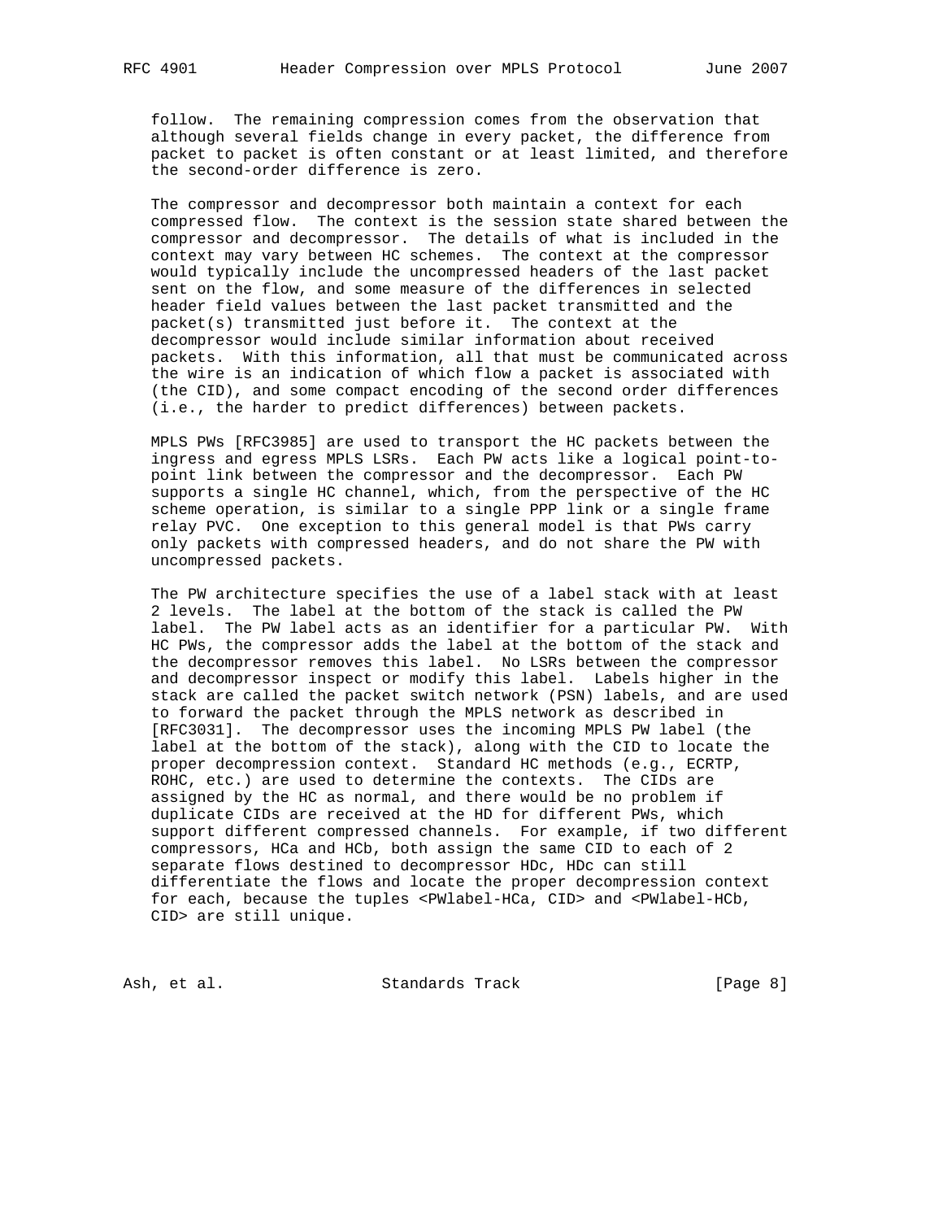follow. The remaining compression comes from the observation that although several fields change in every packet, the difference from packet to packet is often constant or at least limited, and therefore the second-order difference is zero.

The compressor and decompressor both maintain a context for each compressed flow. The context is the session state shared between the compressor and decompressor. The details of what is included in the context may vary between HC schemes. The context at the compressor would typically include the uncompressed headers of the last packet sent on the flow, and some measure of the differences in selected header field values between the last packet transmitted and the packet(s) transmitted just before it. The context at the decompressor would include similar information about received packets. With this information, all that must be communicated across the wire is an indication of which flow a packet is associated with (the CID), and some compact encoding of the second order differences (i.e., the harder to predict differences) between packets.

MPLS PWs [RFC3985] are used to transport the HC packets between the ingress and egress MPLS LSRs. Each PW acts like a logical point-to-point link between the compressor and the decompressor. Each PW supports a single HC channel, which, from the perspective of the HC scheme operation, is similar to a single PPP link or a single frame relay PVC. One exception to this general model is that PWs carry only packets with compressed headers, and do not share the PW with uncompressed packets.

The PW architecture specifies the use of a label stack with at least 2 levels. The label at the bottom of the stack is called the PW label. The PW label acts as an identifier for a particular PW. With HC PWs, the compressor adds the label at the bottom of the stack and the decompressor removes this label. No LSRs between the compressor and decompressor inspect or modify this label. Labels higher in the stack are called the packet switch network (PSN) labels, and are used to forward the packet through the MPLS network as described in [RFC3031]. The decompressor uses the incoming MPLS PW label (the label at the bottom of the stack), along with the CID to locate the proper decompression context. Standard HC methods (e.g., ECRTP, ROHC, etc.) are used to determine the contexts. The CIDs are assigned by the HC as normal, and there would be no problem if duplicate CIDs are received at the HD for different PWs, which support different compressed channels. For example, if two different compressors, HCa and HCb, both assign the same CID to each of 2 separate flows destined to decompressor HDc, HDc can still differentiate the flows and locate the proper decompression context for each, because the tuples <PWlabel-HCa, CID> and <PWlabel-HCb, CID> are still unique.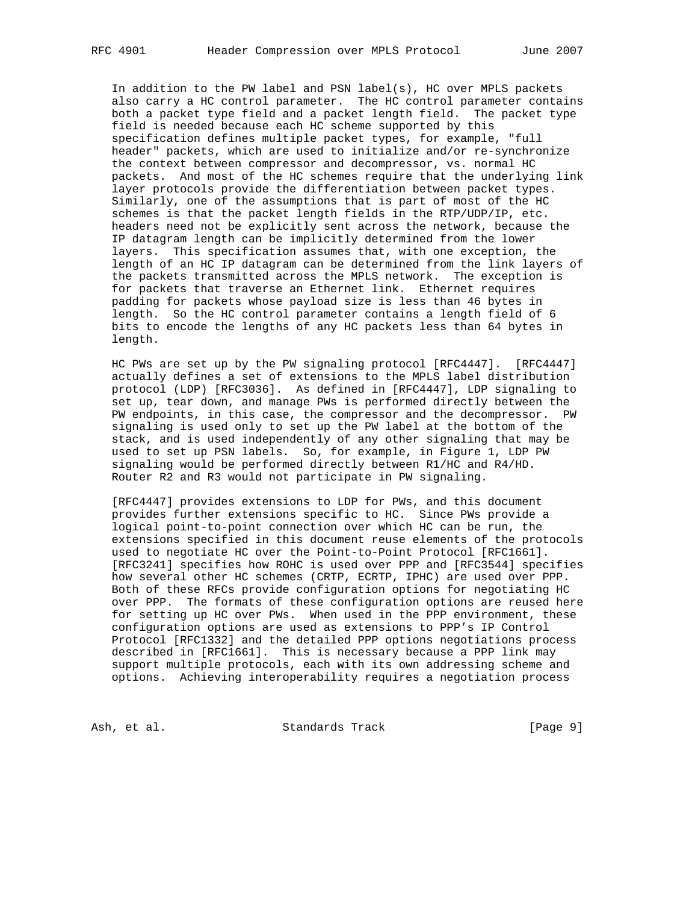In addition to the PW label and PSN label(s), HC over MPLS packets also carry a HC control parameter. The HC control parameter contains both a packet type field and a packet length field. The packet type field is needed because each HC scheme supported by this specification defines multiple packet types, for example, "full header" packets, which are used to initialize and/or re-synchronize the context between compressor and decompressor, vs. normal HC packets. And most of the HC schemes require that the underlying link layer protocols provide the differentiation between packet types. Similarly, one of the assumptions that is part of most of the HC schemes is that the packet length fields in the RTP/UDP/IP, etc. headers need not be explicitly sent across the network, because the IP datagram length can be implicitly determined from the lower layers. This specification assumes that, with one exception, the length of an HC IP datagram can be determined from the link layers of the packets transmitted across the MPLS network. The exception is for packets that traverse an Ethernet link. Ethernet requires padding for packets whose payload size is less than 46 bytes in length. So the HC control parameter contains a length field of 6 bits to encode the lengths of any HC packets less than 64 bytes in length.

HC PWs are set up by the PW signaling protocol [RFC4447]. [RFC4447] actually defines a set of extensions to the MPLS label distribution protocol (LDP) [RFC3036]. As defined in [RFC4447], LDP signaling to set up, tear down, and manage PWs is performed directly between the PW endpoints, in this case, the compressor and the decompressor. PW signaling is used only to set up the PW label at the bottom of the stack, and is used independently of any other signaling that may be used to set up PSN labels. So, for example, in Figure 1, LDP PW signaling would be performed directly between R1/HC and R4/HD. Router R2 and R3 would not participate in PW signaling.

[RFC4447] provides extensions to LDP for PWs, and this document provides further extensions specific to HC. Since PWs provide a logical point-to-point connection over which HC can be run, the extensions specified in this document reuse elements of the protocols used to negotiate HC over the Point-to-Point Protocol [RFC1661]. [RFC3241] specifies how ROHC is used over PPP and [RFC3544] specifies how several other HC schemes (CRTP, ECRTP, IPHC) are used over PPP. Both of these RFCs provide configuration options for negotiating HC over PPP. The formats of these configuration options are reused here for setting up HC over PWs. When used in the PPP environment, these configuration options are used as extensions to PPP's IP Control Protocol [RFC1332] and the detailed PPP options negotiations process described in [RFC1661]. This is necessary because a PPP link may support multiple protocols, each with its own addressing scheme and options. Achieving interoperability requires a negotiation process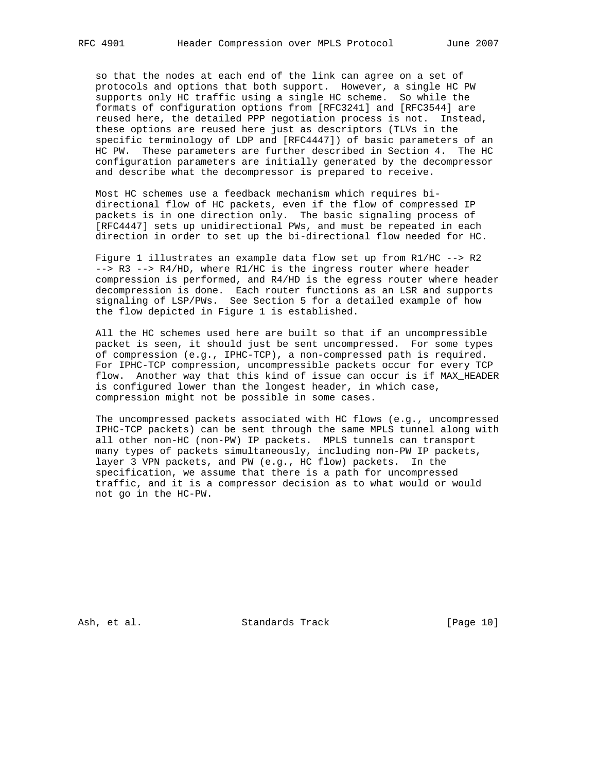so that the nodes at each end of the link can agree on a set of protocols and options that both support. However, a single HC PW supports only HC traffic using a single HC scheme. So while the formats of configuration options from [RFC3241] and [RFC3544] are reused here, the detailed PPP negotiation process is not. Instead, these options are reused here just as descriptors (TLVs in the specific terminology of LDP and [RFC4447]) of basic parameters of an HC PW. These parameters are further described in Section 4. The HC configuration parameters are initially generated by the decompressor and describe what the decompressor is prepared to receive.

Most HC schemes use a feedback mechanism which requires bi-directional flow of HC packets, even if the flow of compressed IP packets is in one direction only. The basic signaling process of [RFC4447] sets up unidirectional PWs, and must be repeated in each direction in order to set up the bi-directional flow needed for HC.

Figure 1 illustrates an example data flow set up from R1/HC --> R2 --> R3 --> R4/HD, where R1/HC is the ingress router where header compression is performed, and R4/HD is the egress router where header decompression is done. Each router functions as an LSR and supports signaling of LSP/PWs. See Section 5 for a detailed example of how the flow depicted in Figure 1 is established.

All the HC schemes used here are built so that if an uncompressible packet is seen, it should just be sent uncompressed. For some types of compression (e.g., IPHC-TCP), a non-compressed path is required. For IPHC-TCP compression, uncompressible packets occur for every TCP flow. Another way that this kind of issue can occur is if MAX_HEADER is configured lower than the longest header, in which case, compression might not be possible in some cases.

The uncompressed packets associated with HC flows (e.g., uncompressed IPHC-TCP packets) can be sent through the same MPLS tunnel along with all other non-HC (non-PW) IP packets. MPLS tunnels can transport many types of packets simultaneously, including non-PW IP packets, layer 3 VPN packets, and PW (e.g., HC flow) packets. In the specification, we assume that there is a path for uncompressed traffic, and it is a compressor decision as to what would or would not go in the HC-PW.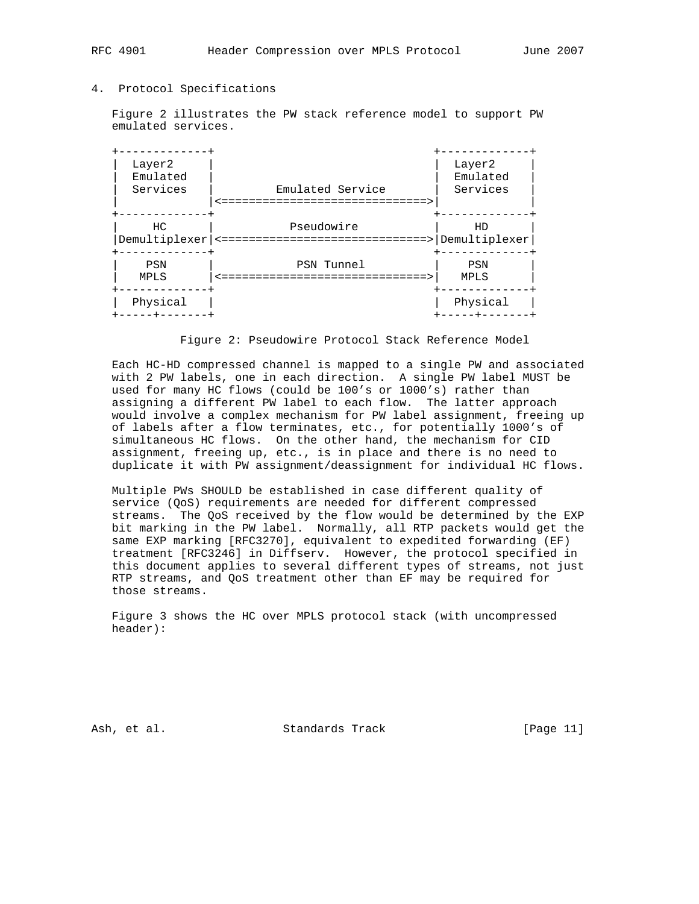## 4. Protocol Specifications

Figure 2 illustrates the PW stack reference model to support PW emulated services.

```
+-------------+                                +-------------+
|  Layer2     |                                |  Layer2     |
|  Emulated   |                                |  Emulated   |
|  Services   |         Emulated Service       |  Services   |
|             |<==============================>|             |
+-------------+                                +-------------+
|     HC      |            Pseudowire          |     HD      |
|Demultiplexer|<==============================>|Demultiplexer|
+-------------+                                +-------------+
|    PSN      |            PSN Tunnel          |    PSN      |
|   MPLS      |<==============================>|   MPLS      |
+-------------+                                +-------------+
|  Physical   |                                |  Physical   |
+-----+-------+                                +-----+-------+
```

Figure 2: Pseudowire Protocol Stack Reference Model

Each HC-HD compressed channel is mapped to a single PW and associated with 2 PW labels, one in each direction. A single PW label MUST be used for many HC flows (could be 100's or 1000's) rather than assigning a different PW label to each flow. The latter approach would involve a complex mechanism for PW label assignment, freeing up of labels after a flow terminates, etc., for potentially 1000's of simultaneous HC flows. On the other hand, the mechanism for CID assignment, freeing up, etc., is in place and there is no need to duplicate it with PW assignment/deassignment for individual HC flows.

Multiple PWs SHOULD be established in case different quality of service (QoS) requirements are needed for different compressed streams. The QoS received by the flow would be determined by the EXP bit marking in the PW label. Normally, all RTP packets would get the same EXP marking [RFC3270], equivalent to expedited forwarding (EF) treatment [RFC3246] in Diffserv. However, the protocol specified in this document applies to several different types of streams, not just RTP streams, and QoS treatment other than EF may be required for those streams.

Figure 3 shows the HC over MPLS protocol stack (with uncompressed header):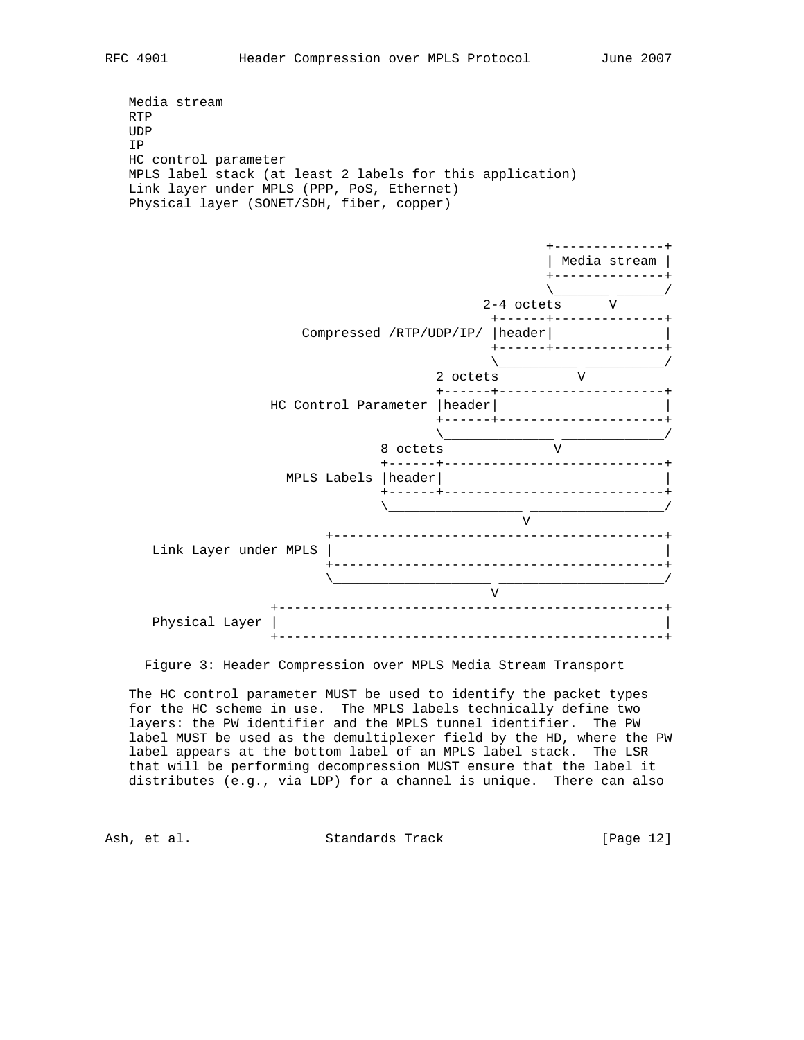```
   Media stream
   RTP
   UDP
   IP
   HC control parameter
   MPLS label stack (at least 2 labels for this application)
   Link layer under MPLS (PPP, PoS, Ethernet)
   Physical layer (SONET/SDH, fiber, copper)


                                                        +--------------+
                                                        | Media stream |
                                                        +--------------+
                                                        \_______ ______/
                                                2-4 octets      V
                                                 +------+--------------+
                      Compressed /RTP/UDP/IP/ |header|              |
                                                 +------+--------------+
                                                 \__________ __________/
                                          2 octets          V
                                          +------+---------------------+
                  HC Control Parameter |header|                     |
                                          +------+---------------------+
                                          \______________ _____________/
                                   8 octets              V
                                   +------+----------------------------+
                    MPLS Labels |header|                            |
                                   +------+----------------------------+
                                   \_________________ _________________/
                                                     V
                            +------------------------------------------+
         Link Layer under MPLS |                                          |
                            +------------------------------------------+
                            \____________________ _____________________/
                                                 V
                     +-------------------------------------------------+
         Physical Layer |                                                 |
                     +-------------------------------------------------+
```

Figure 3: Header Compression over MPLS Media Stream Transport

The HC control parameter MUST be used to identify the packet types for the HC scheme in use. The MPLS labels technically define two layers: the PW identifier and the MPLS tunnel identifier. The PW label MUST be used as the demultiplexer field by the HD, where the PW label appears at the bottom label of an MPLS label stack. The LSR that will be performing decompression MUST ensure that the label it distributes (e.g., via LDP) for a channel is unique. There can also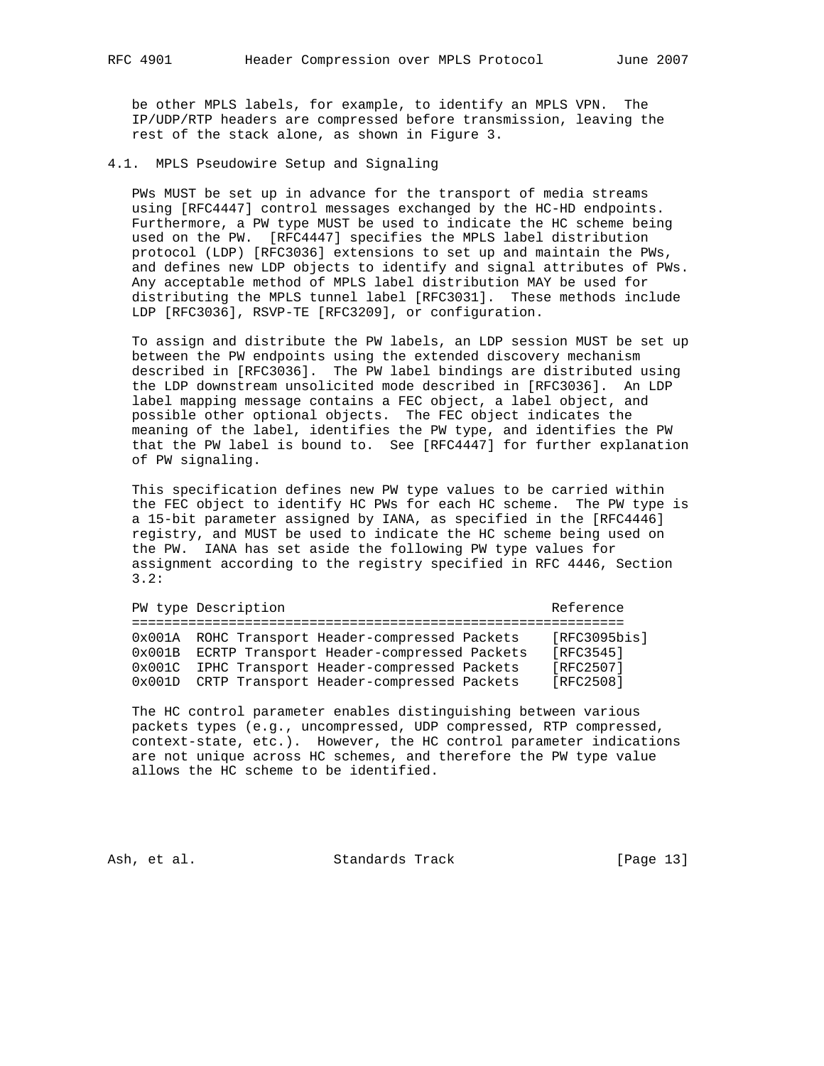be other MPLS labels, for example, to identify an MPLS VPN. The IP/UDP/RTP headers are compressed before transmission, leaving the rest of the stack alone, as shown in Figure 3.

### 4.1. MPLS Pseudowire Setup and Signaling

PWs MUST be set up in advance for the transport of media streams using [RFC4447] control messages exchanged by the HC-HD endpoints. Furthermore, a PW type MUST be used to indicate the HC scheme being used on the PW. [RFC4447] specifies the MPLS label distribution protocol (LDP) [RFC3036] extensions to set up and maintain the PWs, and defines new LDP objects to identify and signal attributes of PWs. Any acceptable method of MPLS label distribution MAY be used for distributing the MPLS tunnel label [RFC3031]. These methods include LDP [RFC3036], RSVP-TE [RFC3209], or configuration.

To assign and distribute the PW labels, an LDP session MUST be set up between the PW endpoints using the extended discovery mechanism described in [RFC3036]. The PW label bindings are distributed using the LDP downstream unsolicited mode described in [RFC3036]. An LDP label mapping message contains a FEC object, a label object, and possible other optional objects. The FEC object indicates the meaning of the label, identifies the PW type, and identifies the PW that the PW label is bound to. See [RFC4447] for further explanation of PW signaling.

This specification defines new PW type values to be carried within the FEC object to identify HC PWs for each HC scheme. The PW type is a 15-bit parameter assigned by IANA, as specified in the [RFC4446] registry, and MUST be used to indicate the HC scheme being used on the PW. IANA has set aside the following PW type values for assignment according to the registry specified in RFC 4446, Section 3.2:

| PW type | Description | Reference |
|---|---|---|
| 0x001A | ROHC Transport Header-compressed Packets | [RFC3095bis] |
| 0x001B | ECRTP Transport Header-compressed Packets | [RFC3545] |
| 0x001C | IPHC Transport Header-compressed Packets | [RFC2507] |
| 0x001D | CRTP Transport Header-compressed Packets | [RFC2508] |

The HC control parameter enables distinguishing between various packets types (e.g., uncompressed, UDP compressed, RTP compressed, context-state, etc.). However, the HC control parameter indications are not unique across HC schemes, and therefore the PW type value allows the HC scheme to be identified.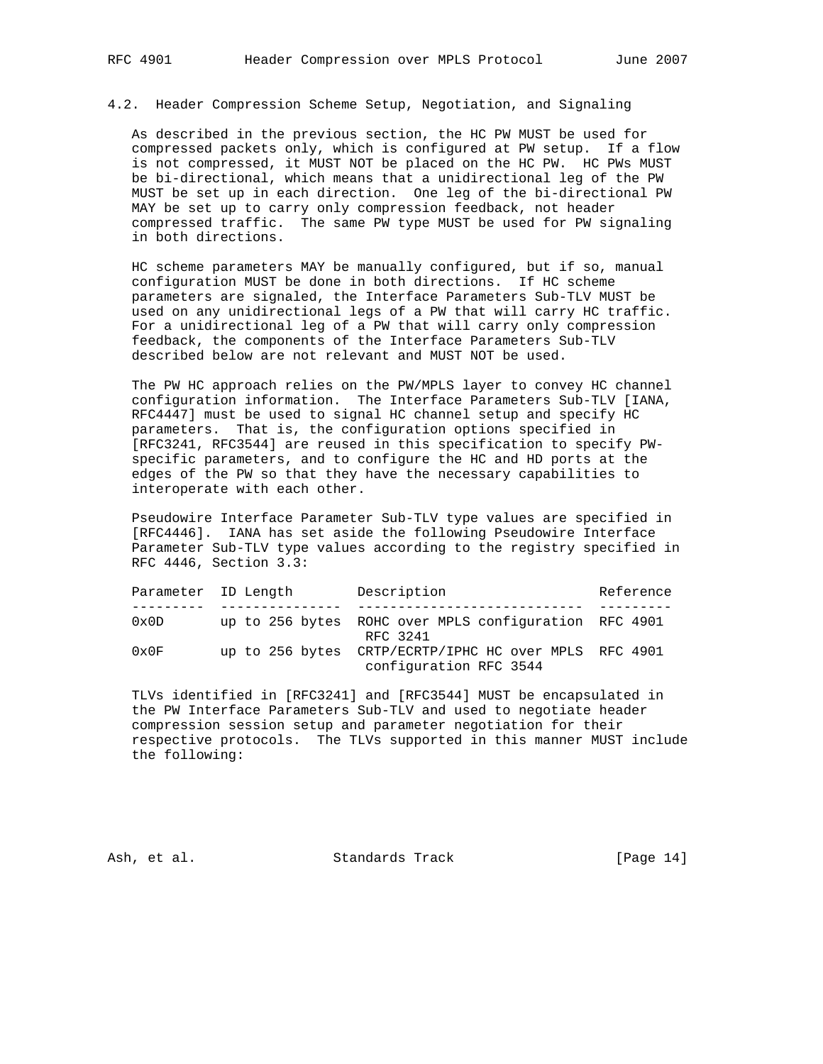### 4.2. Header Compression Scheme Setup, Negotiation, and Signaling

As described in the previous section, the HC PW MUST be used for compressed packets only, which is configured at PW setup. If a flow is not compressed, it MUST NOT be placed on the HC PW. HC PWs MUST be bi-directional, which means that a unidirectional leg of the PW MUST be set up in each direction. One leg of the bi-directional PW MAY be set up to carry only compression feedback, not header compressed traffic. The same PW type MUST be used for PW signaling in both directions.

HC scheme parameters MAY be manually configured, but if so, manual configuration MUST be done in both directions. If HC scheme parameters are signaled, the Interface Parameters Sub-TLV MUST be used on any unidirectional legs of a PW that will carry HC traffic. For a unidirectional leg of a PW that will carry only compression feedback, the components of the Interface Parameters Sub-TLV described below are not relevant and MUST NOT be used.

The PW HC approach relies on the PW/MPLS layer to convey HC channel configuration information. The Interface Parameters Sub-TLV [IANA, RFC4447] must be used to signal HC channel setup and specify HC parameters. That is, the configuration options specified in [RFC3241, RFC3544] are reused in this specification to specify PW-specific parameters, and to configure the HC and HD ports at the edges of the PW so that they have the necessary capabilities to interoperate with each other.

Pseudowire Interface Parameter Sub-TLV type values are specified in [RFC4446]. IANA has set aside the following Pseudowire Interface Parameter Sub-TLV type values according to the registry specified in RFC 4446, Section 3.3:

| Parameter ID | Length | Description | Reference |
|---|---|---|---|
| 0x0D | up to 256 bytes | ROHC over MPLS configuration RFC 3241 | RFC 4901 |
| 0x0F | up to 256 bytes | CRTP/ECRTP/IPHC HC over MPLS configuration RFC 3544 | RFC 4901 |

TLVs identified in [RFC3241] and [RFC3544] MUST be encapsulated in the PW Interface Parameters Sub-TLV and used to negotiate header compression session setup and parameter negotiation for their respective protocols. The TLVs supported in this manner MUST include the following: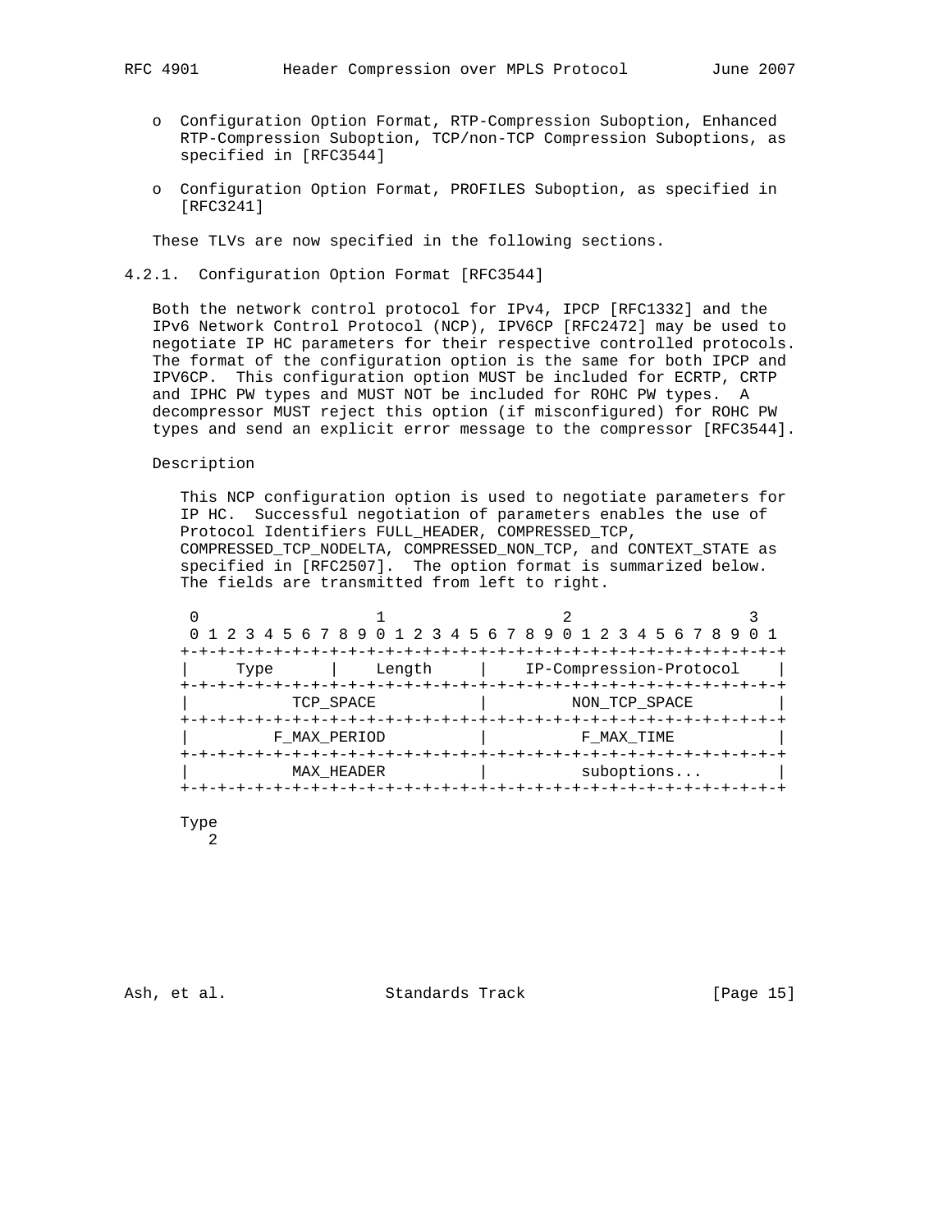- o Configuration Option Format, RTP-Compression Suboption, Enhanced RTP-Compression Suboption, TCP/non-TCP Compression Suboptions, as specified in [RFC3544]

- o Configuration Option Format, PROFILES Suboption, as specified in [RFC3241]

These TLVs are now specified in the following sections.

### 4.2.1. Configuration Option Format [RFC3544]

Both the network control protocol for IPv4, IPCP [RFC1332] and the IPv6 Network Control Protocol (NCP), IPV6CP [RFC2472] may be used to negotiate IP HC parameters for their respective controlled protocols. The format of the configuration option is the same for both IPCP and IPV6CP. This configuration option MUST be included for ECRTP, CRTP and IPHC PW types and MUST NOT be included for ROHC PW types. A decompressor MUST reject this option (if misconfigured) for ROHC PW types and send an explicit error message to the compressor [RFC3544].

Description

This NCP configuration option is used to negotiate parameters for IP HC. Successful negotiation of parameters enables the use of Protocol Identifiers FULL_HEADER, COMPRESSED_TCP, COMPRESSED_TCP_NODELTA, COMPRESSED_NON_TCP, and CONTEXT_STATE as specified in [RFC2507]. The option format is summarized below. The fields are transmitted from left to right.

```
 0                   1                   2                   3
 0 1 2 3 4 5 6 7 8 9 0 1 2 3 4 5 6 7 8 9 0 1 2 3 4 5 6 7 8 9 0 1
+-+-+-+-+-+-+-+-+-+-+-+-+-+-+-+-+-+-+-+-+-+-+-+-+-+-+-+-+-+-+-+-+
|     Type      |    Length     |    IP-Compression-Protocol    |
+-+-+-+-+-+-+-+-+-+-+-+-+-+-+-+-+-+-+-+-+-+-+-+-+-+-+-+-+-+-+-+-+
|           TCP_SPACE           |         NON_TCP_SPACE         |
+-+-+-+-+-+-+-+-+-+-+-+-+-+-+-+-+-+-+-+-+-+-+-+-+-+-+-+-+-+-+-+-+
|         F_MAX_PERIOD          |          F_MAX_TIME           |
+-+-+-+-+-+-+-+-+-+-+-+-+-+-+-+-+-+-+-+-+-+-+-+-+-+-+-+-+-+-+-+-+
|           MAX_HEADER          |          suboptions...        |
+-+-+-+-+-+-+-+-+-+-+-+-+-+-+-+-+-+-+-+-+-+-+-+-+-+-+-+-+-+-+-+-+
```

Type
   2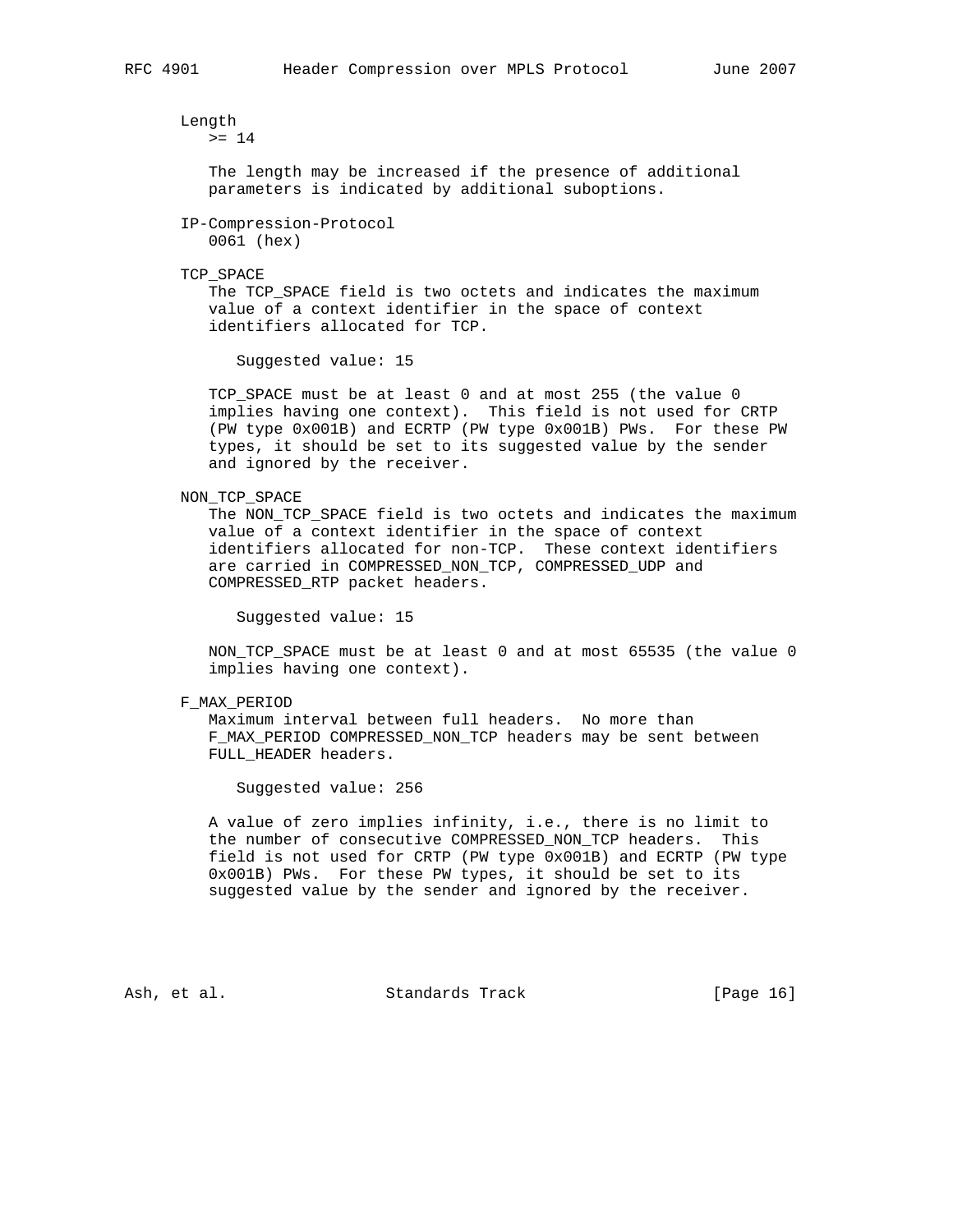Length
   >= 14

   The length may be increased if the presence of additional parameters is indicated by additional suboptions.

IP-Compression-Protocol
   0061 (hex)

TCP_SPACE
   The TCP_SPACE field is two octets and indicates the maximum value of a context identifier in the space of context identifiers allocated for TCP.

      Suggested value: 15

   TCP_SPACE must be at least 0 and at most 255 (the value 0 implies having one context). This field is not used for CRTP (PW type 0x001B) and ECRTP (PW type 0x001B) PWs. For these PW types, it should be set to its suggested value by the sender and ignored by the receiver.

NON_TCP_SPACE
   The NON_TCP_SPACE field is two octets and indicates the maximum value of a context identifier in the space of context identifiers allocated for non-TCP. These context identifiers are carried in COMPRESSED_NON_TCP, COMPRESSED_UDP and COMPRESSED_RTP packet headers.

      Suggested value: 15

   NON_TCP_SPACE must be at least 0 and at most 65535 (the value 0 implies having one context).

F_MAX_PERIOD
   Maximum interval between full headers. No more than F_MAX_PERIOD COMPRESSED_NON_TCP headers may be sent between FULL_HEADER headers.

      Suggested value: 256

   A value of zero implies infinity, i.e., there is no limit to the number of consecutive COMPRESSED_NON_TCP headers. This field is not used for CRTP (PW type 0x001B) and ECRTP (PW type 0x001B) PWs. For these PW types, it should be set to its suggested value by the sender and ignored by the receiver.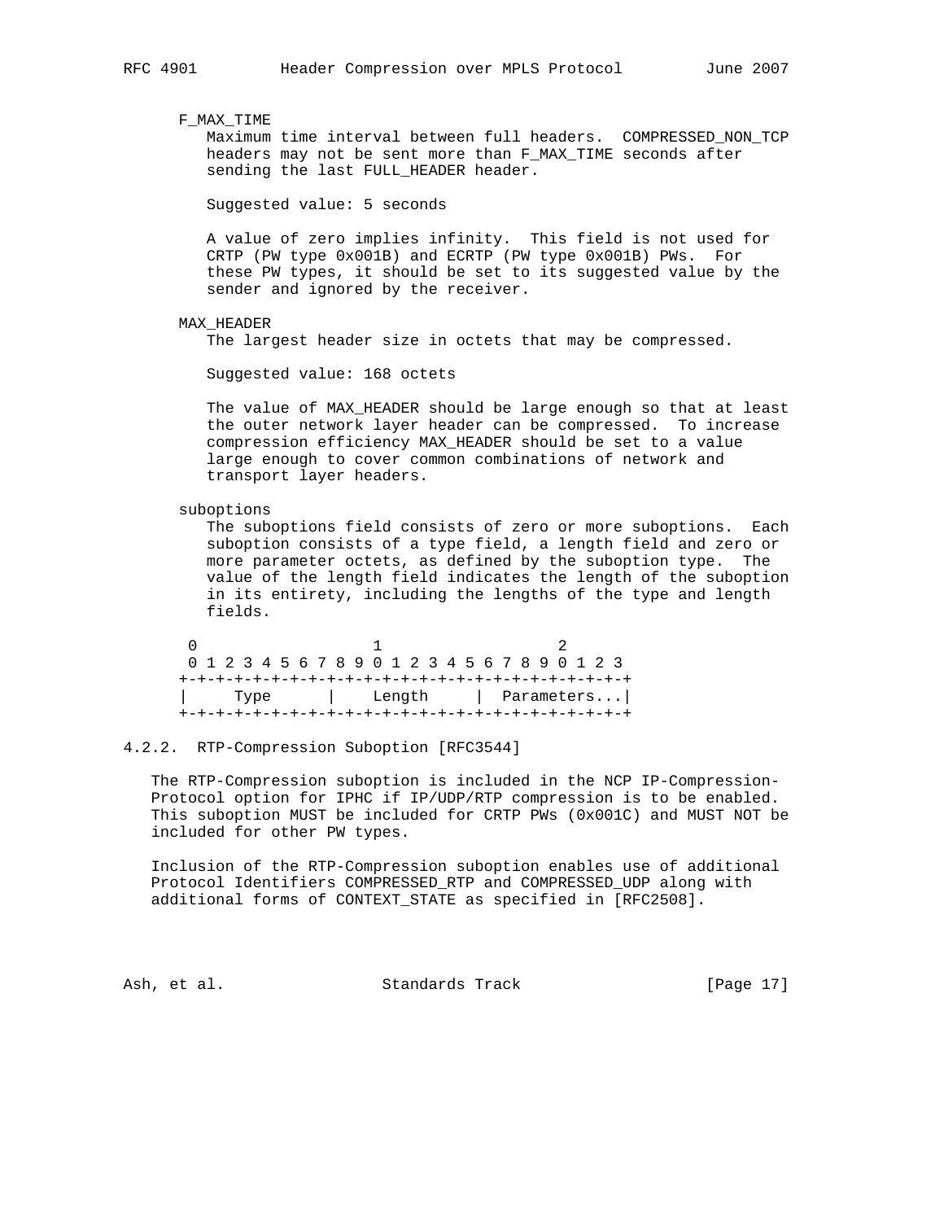F_MAX_TIME

Maximum time interval between full headers. COMPRESSED_NON_TCP headers may not be sent more than F_MAX_TIME seconds after sending the last FULL_HEADER header.

Suggested value: 5 seconds

A value of zero implies infinity. This field is not used for CRTP (PW type 0x001B) and ECRTP (PW type 0x001B) PWs. For these PW types, it should be set to its suggested value by the sender and ignored by the receiver.

MAX_HEADER

The largest header size in octets that may be compressed.

Suggested value: 168 octets

The value of MAX_HEADER should be large enough so that at least the outer network layer header can be compressed. To increase compression efficiency MAX_HEADER should be set to a value large enough to cover common combinations of network and transport layer headers.

suboptions

The suboptions field consists of zero or more suboptions. Each suboption consists of a type field, a length field and zero or more parameter octets, as defined by the suboption type. The value of the length field indicates the length of the suboption in its entirety, including the lengths of the type and length fields.

```
 0                   1                   2
 0 1 2 3 4 5 6 7 8 9 0 1 2 3 4 5 6 7 8 9 0 1 2 3
+-+-+-+-+-+-+-+-+-+-+-+-+-+-+-+-+-+-+-+-+-+-+-+-+
|     Type      |    Length     | Parameters...|
+-+-+-+-+-+-+-+-+-+-+-+-+-+-+-+-+-+-+-+-+-+-+-+-+
```

### 4.2.2. RTP-Compression Suboption [RFC3544]

The RTP-Compression suboption is included in the NCP IP-Compression-Protocol option for IPHC if IP/UDP/RTP compression is to be enabled. This suboption MUST be included for CRTP PWs (0x001C) and MUST NOT be included for other PW types.

Inclusion of the RTP-Compression suboption enables use of additional Protocol Identifiers COMPRESSED_RTP and COMPRESSED_UDP along with additional forms of CONTEXT_STATE as specified in [RFC2508].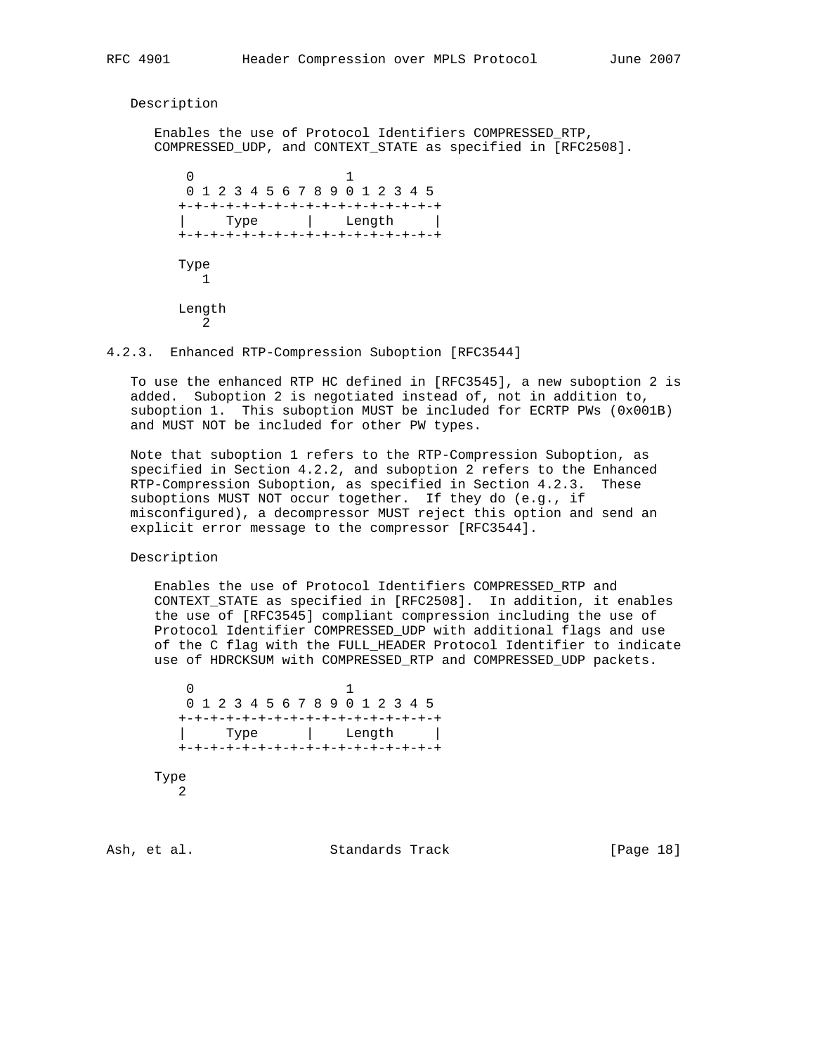Description

Enables the use of Protocol Identifiers COMPRESSED_RTP, COMPRESSED_UDP, and CONTEXT_STATE as specified in [RFC2508].

```
 0                   1
 0 1 2 3 4 5 6 7 8 9 0 1 2 3 4 5
+-+-+-+-+-+-+-+-+-+-+-+-+-+-+-+-+
|     Type      |    Length     |
+-+-+-+-+-+-+-+-+-+-+-+-+-+-+-+-+
```

Type
   1

Length
   2

#### 4.2.3. Enhanced RTP-Compression Suboption [RFC3544]

To use the enhanced RTP HC defined in [RFC3545], a new suboption 2 is added. Suboption 2 is negotiated instead of, not in addition to, suboption 1. This suboption MUST be included for ECRTP PWs (0x001B) and MUST NOT be included for other PW types.

Note that suboption 1 refers to the RTP-Compression Suboption, as specified in Section 4.2.2, and suboption 2 refers to the Enhanced RTP-Compression Suboption, as specified in Section 4.2.3. These suboptions MUST NOT occur together. If they do (e.g., if misconfigured), a decompressor MUST reject this option and send an explicit error message to the compressor [RFC3544].

Description

Enables the use of Protocol Identifiers COMPRESSED_RTP and CONTEXT_STATE as specified in [RFC2508]. In addition, it enables the use of [RFC3545] compliant compression including the use of Protocol Identifier COMPRESSED_UDP with additional flags and use of the C flag with the FULL_HEADER Protocol Identifier to indicate use of HDRCKSUM with COMPRESSED_RTP and COMPRESSED_UDP packets.

```
 0                   1
 0 1 2 3 4 5 6 7 8 9 0 1 2 3 4 5
+-+-+-+-+-+-+-+-+-+-+-+-+-+-+-+-+
|     Type      |    Length     |
+-+-+-+-+-+-+-+-+-+-+-+-+-+-+-+-+
```

Type
   2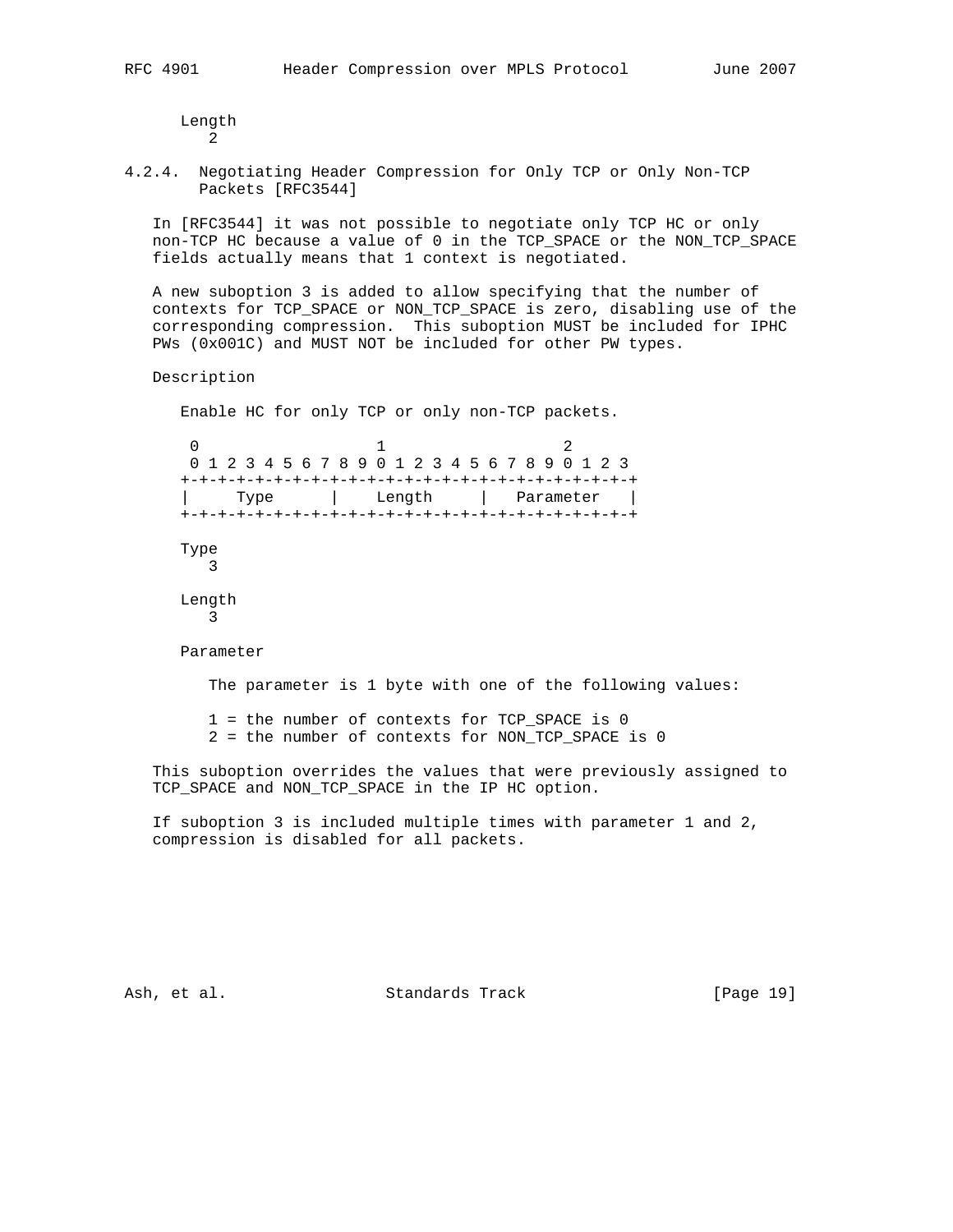Length
2

### 4.2.4. Negotiating Header Compression for Only TCP or Only Non-TCP Packets [RFC3544]

In [RFC3544] it was not possible to negotiate only TCP HC or only non-TCP HC because a value of 0 in the TCP_SPACE or the NON_TCP_SPACE fields actually means that 1 context is negotiated.

A new suboption 3 is added to allow specifying that the number of contexts for TCP_SPACE or NON_TCP_SPACE is zero, disabling use of the corresponding compression. This suboption MUST be included for IPHC PWs (0x001C) and MUST NOT be included for other PW types.

Description

Enable HC for only TCP or only non-TCP packets.

```
 0                   1                   2
 0 1 2 3 4 5 6 7 8 9 0 1 2 3 4 5 6 7 8 9 0 1 2 3
+-+-+-+-+-+-+-+-+-+-+-+-+-+-+-+-+-+-+-+-+-+-+-+-+
|     Type      |    Length     |   Parameter   |
+-+-+-+-+-+-+-+-+-+-+-+-+-+-+-+-+-+-+-+-+-+-+-+-+
```

Type
3

Length
3

Parameter

The parameter is 1 byte with one of the following values:

1 = the number of contexts for TCP_SPACE is 0
2 = the number of contexts for NON_TCP_SPACE is 0

This suboption overrides the values that were previously assigned to TCP_SPACE and NON_TCP_SPACE in the IP HC option.

If suboption 3 is included multiple times with parameter 1 and 2, compression is disabled for all packets.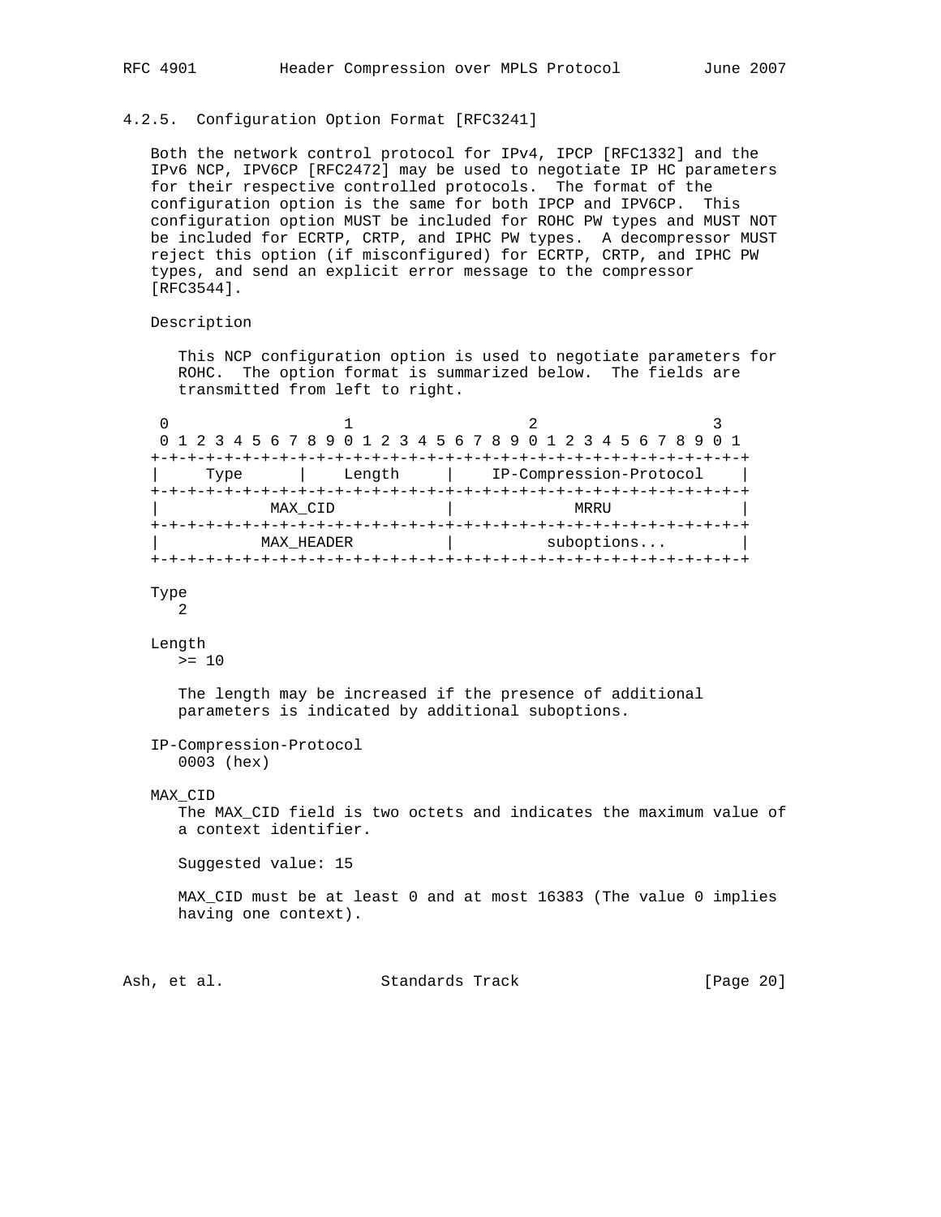### 4.2.5. Configuration Option Format [RFC3241]

Both the network control protocol for IPv4, IPCP [RFC1332] and the IPv6 NCP, IPV6CP [RFC2472] may be used to negotiate IP HC parameters for their respective controlled protocols. The format of the configuration option is the same for both IPCP and IPV6CP. This configuration option MUST be included for ROHC PW types and MUST NOT be included for ECRTP, CRTP, and IPHC PW types. A decompressor MUST reject this option (if misconfigured) for ECRTP, CRTP, and IPHC PW types, and send an explicit error message to the compressor [RFC3544].

Description

This NCP configuration option is used to negotiate parameters for ROHC. The option format is summarized below. The fields are transmitted from left to right.

```
 0                   1                   2                   3
 0 1 2 3 4 5 6 7 8 9 0 1 2 3 4 5 6 7 8 9 0 1 2 3 4 5 6 7 8 9 0 1
+-+-+-+-+-+-+-+-+-+-+-+-+-+-+-+-+-+-+-+-+-+-+-+-+-+-+-+-+-+-+-+-+
|     Type      |    Length     |    IP-Compression-Protocol    |
+-+-+-+-+-+-+-+-+-+-+-+-+-+-+-+-+-+-+-+-+-+-+-+-+-+-+-+-+-+-+-+-+
|            MAX_CID            |             MRRU              |
+-+-+-+-+-+-+-+-+-+-+-+-+-+-+-+-+-+-+-+-+-+-+-+-+-+-+-+-+-+-+-+-+
|           MAX_HEADER          |          suboptions...        |
+-+-+-+-+-+-+-+-+-+-+-+-+-+-+-+-+-+-+-+-+-+-+-+-+-+-+-+-+-+-+-+-+
```

Type
   2

Length
   >= 10

   The length may be increased if the presence of additional parameters is indicated by additional suboptions.

IP-Compression-Protocol
   0003 (hex)

MAX_CID
   The MAX_CID field is two octets and indicates the maximum value of a context identifier.

   Suggested value: 15

   MAX_CID must be at least 0 and at most 16383 (The value 0 implies having one context).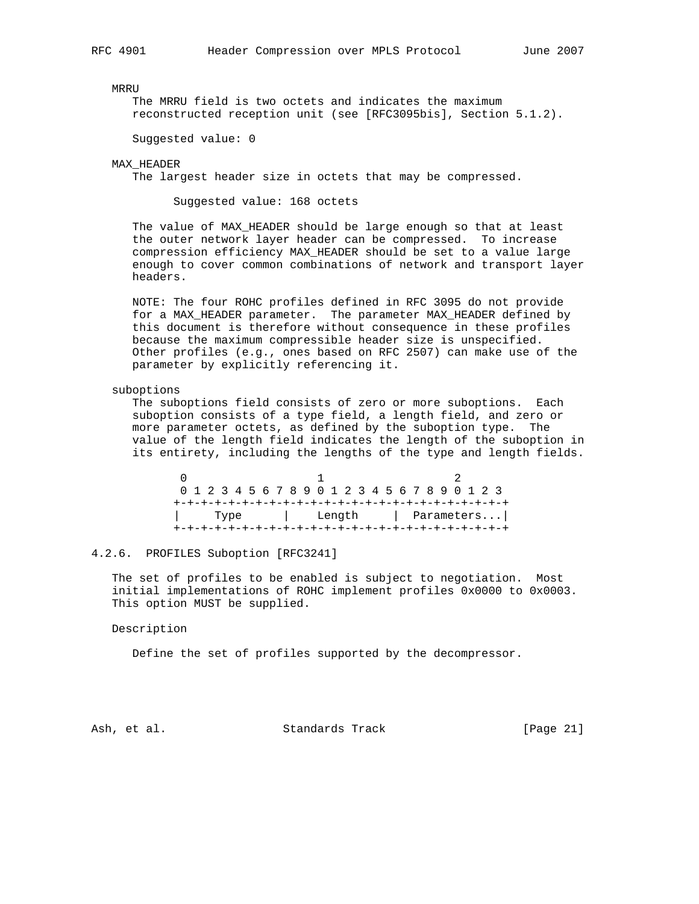MRRU

The MRRU field is two octets and indicates the maximum reconstructed reception unit (see [RFC3095bis], Section 5.1.2).

Suggested value: 0

MAX_HEADER

The largest header size in octets that may be compressed.

Suggested value: 168 octets

The value of MAX_HEADER should be large enough so that at least the outer network layer header can be compressed. To increase compression efficiency MAX_HEADER should be set to a value large enough to cover common combinations of network and transport layer headers.

NOTE: The four ROHC profiles defined in RFC 3095 do not provide for a MAX_HEADER parameter. The parameter MAX_HEADER defined by this document is therefore without consequence in these profiles because the maximum compressible header size is unspecified. Other profiles (e.g., ones based on RFC 2507) can make use of the parameter by explicitly referencing it.

suboptions

The suboptions field consists of zero or more suboptions. Each suboption consists of a type field, a length field, and zero or more parameter octets, as defined by the suboption type. The value of the length field indicates the length of the suboption in its entirety, including the lengths of the type and length fields.

```
 0                   1                   2
 0 1 2 3 4 5 6 7 8 9 0 1 2 3 4 5 6 7 8 9 0 1 2 3
+-+-+-+-+-+-+-+-+-+-+-+-+-+-+-+-+-+-+-+-+-+-+-+-+
|     Type      |    Length     | Parameters...|
+-+-+-+-+-+-+-+-+-+-+-+-+-+-+-+-+-+-+-+-+-+-+-+-+
```

### 4.2.6. PROFILES Suboption [RFC3241]

The set of profiles to be enabled is subject to negotiation. Most initial implementations of ROHC implement profiles 0x0000 to 0x0003. This option MUST be supplied.

Description

Define the set of profiles supported by the decompressor.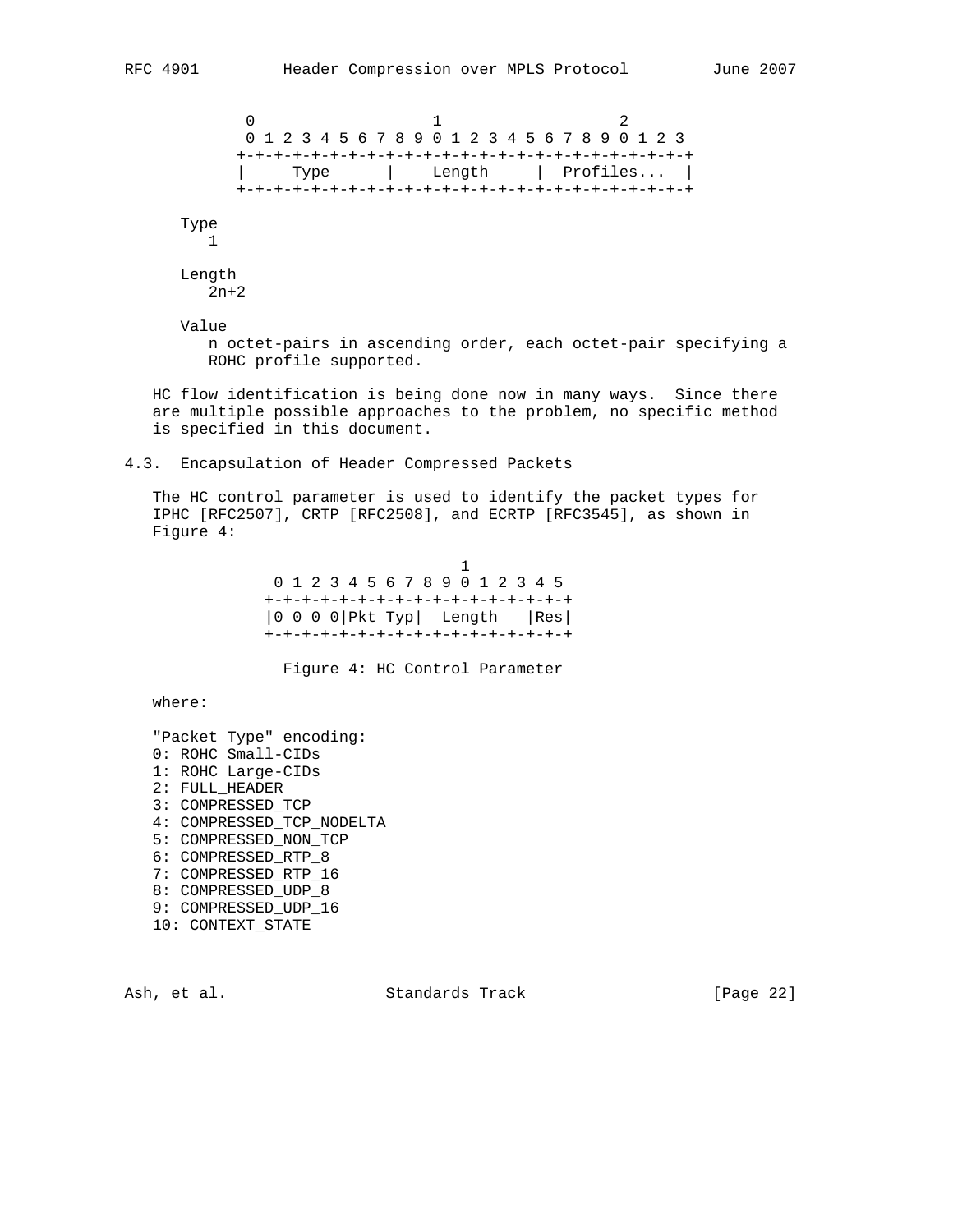```
    0                   1                   2
    0 1 2 3 4 5 6 7 8 9 0 1 2 3 4 5 6 7 8 9 0 1 2 3
   +-+-+-+-+-+-+-+-+-+-+-+-+-+-+-+-+-+-+-+-+-+-+-+-+
   |     Type      |    Length     |  Profiles...  |
   +-+-+-+-+-+-+-+-+-+-+-+-+-+-+-+-+-+-+-+-+-+-+-+-+
```

Type
   1

Length
   2n+2

Value
   n octet-pairs in ascending order, each octet-pair specifying a ROHC profile supported.

HC flow identification is being done now in many ways. Since there are multiple possible approaches to the problem, no specific method is specified in this document.

## 4.3. Encapsulation of Header Compressed Packets

The HC control parameter is used to identify the packet types for IPHC [RFC2507], CRTP [RFC2508], and ECRTP [RFC3545], as shown in Figure 4:

```
                       1
    0 1 2 3 4 5 6 7 8 9 0 1 2 3 4 5
   +-+-+-+-+-+-+-+-+-+-+-+-+-+-+-+-+
   |0 0 0 0|Pkt Typ|  Length   |Res|
   +-+-+-+-+-+-+-+-+-+-+-+-+-+-+-+-+
```

Figure 4: HC Control Parameter

where:

"Packet Type" encoding:
0: ROHC Small-CIDs
1: ROHC Large-CIDs
2: FULL_HEADER
3: COMPRESSED_TCP
4: COMPRESSED_TCP_NODELTA
5: COMPRESSED_NON_TCP
6: COMPRESSED_RTP_8
7: COMPRESSED_RTP_16
8: COMPRESSED_UDP_8
9: COMPRESSED_UDP_16
10: CONTEXT_STATE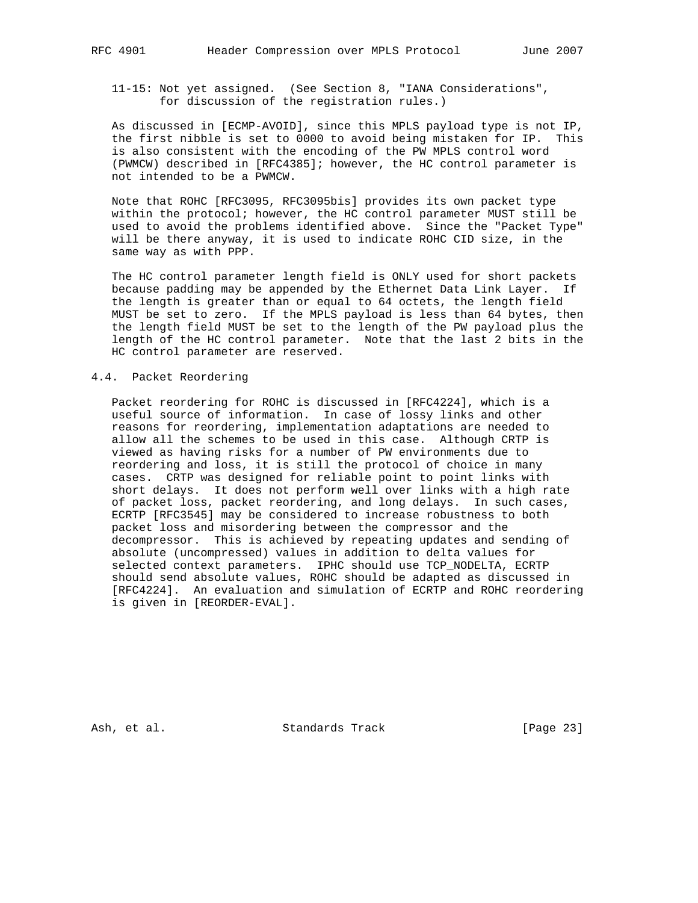11-15: Not yet assigned. (See Section 8, "IANA Considerations", for discussion of the registration rules.)

As discussed in [ECMP-AVOID], since this MPLS payload type is not IP, the first nibble is set to 0000 to avoid being mistaken for IP. This is also consistent with the encoding of the PW MPLS control word (PWMCW) described in [RFC4385]; however, the HC control parameter is not intended to be a PWMCW.

Note that ROHC [RFC3095, RFC3095bis] provides its own packet type within the protocol; however, the HC control parameter MUST still be used to avoid the problems identified above. Since the "Packet Type" will be there anyway, it is used to indicate ROHC CID size, in the same way as with PPP.

The HC control parameter length field is ONLY used for short packets because padding may be appended by the Ethernet Data Link Layer. If the length is greater than or equal to 64 octets, the length field MUST be set to zero. If the MPLS payload is less than 64 bytes, then the length field MUST be set to the length of the PW payload plus the length of the HC control parameter. Note that the last 2 bits in the HC control parameter are reserved.

### 4.4. Packet Reordering

Packet reordering for ROHC is discussed in [RFC4224], which is a useful source of information. In case of lossy links and other reasons for reordering, implementation adaptations are needed to allow all the schemes to be used in this case. Although CRTP is viewed as having risks for a number of PW environments due to reordering and loss, it is still the protocol of choice in many cases. CRTP was designed for reliable point to point links with short delays. It does not perform well over links with a high rate of packet loss, packet reordering, and long delays. In such cases, ECRTP [RFC3545] may be considered to increase robustness to both packet loss and misordering between the compressor and the decompressor. This is achieved by repeating updates and sending of absolute (uncompressed) values in addition to delta values for selected context parameters. IPHC should use TCP_NODELTA, ECRTP should send absolute values, ROHC should be adapted as discussed in [RFC4224]. An evaluation and simulation of ECRTP and ROHC reordering is given in [REORDER-EVAL].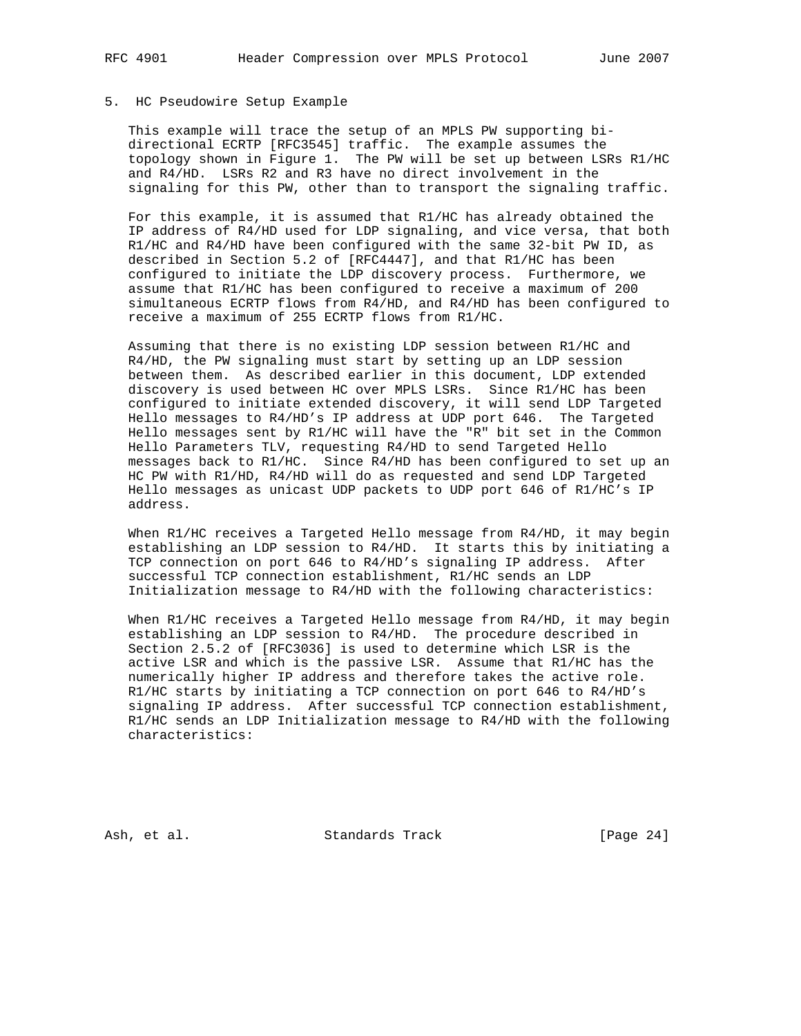## 5. HC Pseudowire Setup Example

This example will trace the setup of an MPLS PW supporting bi-directional ECRTP [RFC3545] traffic. The example assumes the topology shown in Figure 1. The PW will be set up between LSRs R1/HC and R4/HD. LSRs R2 and R3 have no direct involvement in the signaling for this PW, other than to transport the signaling traffic.

For this example, it is assumed that R1/HC has already obtained the IP address of R4/HD used for LDP signaling, and vice versa, that both R1/HC and R4/HD have been configured with the same 32-bit PW ID, as described in Section 5.2 of [RFC4447], and that R1/HC has been configured to initiate the LDP discovery process. Furthermore, we assume that R1/HC has been configured to receive a maximum of 200 simultaneous ECRTP flows from R4/HD, and R4/HD has been configured to receive a maximum of 255 ECRTP flows from R1/HC.

Assuming that there is no existing LDP session between R1/HC and R4/HD, the PW signaling must start by setting up an LDP session between them. As described earlier in this document, LDP extended discovery is used between HC over MPLS LSRs. Since R1/HC has been configured to initiate extended discovery, it will send LDP Targeted Hello messages to R4/HD's IP address at UDP port 646. The Targeted Hello messages sent by R1/HC will have the "R" bit set in the Common Hello Parameters TLV, requesting R4/HD to send Targeted Hello messages back to R1/HC. Since R4/HD has been configured to set up an HC PW with R1/HD, R4/HD will do as requested and send LDP Targeted Hello messages as unicast UDP packets to UDP port 646 of R1/HC's IP address.

When R1/HC receives a Targeted Hello message from R4/HD, it may begin establishing an LDP session to R4/HD. It starts this by initiating a TCP connection on port 646 to R4/HD's signaling IP address. After successful TCP connection establishment, R1/HC sends an LDP Initialization message to R4/HD with the following characteristics:

When R1/HC receives a Targeted Hello message from R4/HD, it may begin establishing an LDP session to R4/HD. The procedure described in Section 2.5.2 of [RFC3036] is used to determine which LSR is the active LSR and which is the passive LSR. Assume that R1/HC has the numerically higher IP address and therefore takes the active role. R1/HC starts by initiating a TCP connection on port 646 to R4/HD's signaling IP address. After successful TCP connection establishment, R1/HC sends an LDP Initialization message to R4/HD with the following characteristics: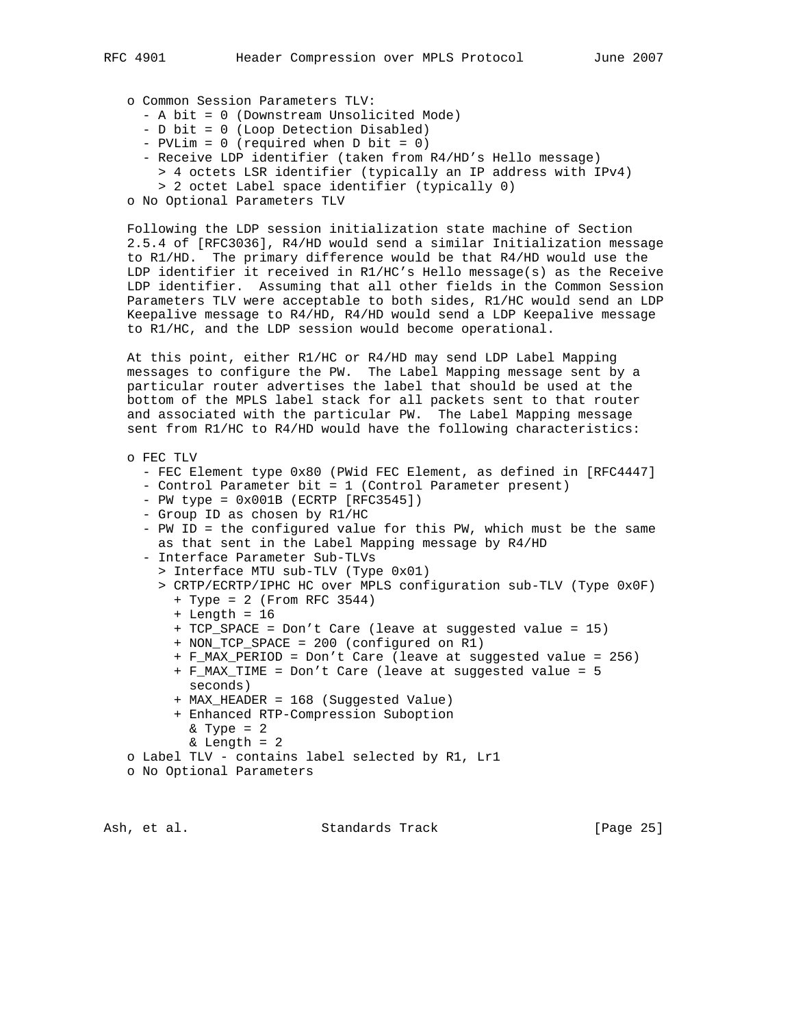- Common Session Parameters TLV:
  - A bit = 0 (Downstream Unsolicited Mode)
  - D bit = 0 (Loop Detection Disabled)
  - PVLim = 0 (required when D bit = 0)
  - Receive LDP identifier (taken from R4/HD's Hello message)
    > 4 octets LSR identifier (typically an IP address with IPv4)
    > 2 octet Label space identifier (typically 0)
- No Optional Parameters TLV

Following the LDP session initialization state machine of Section 2.5.4 of [RFC3036], R4/HD would send a similar Initialization message to R1/HD. The primary difference would be that R4/HD would use the LDP identifier it received in R1/HC's Hello message(s) as the Receive LDP identifier. Assuming that all other fields in the Common Session Parameters TLV were acceptable to both sides, R1/HC would send an LDP Keepalive message to R4/HD, R4/HD would send a LDP Keepalive message to R1/HC, and the LDP session would become operational.

At this point, either R1/HC or R4/HD may send LDP Label Mapping messages to configure the PW. The Label Mapping message sent by a particular router advertises the label that should be used at the bottom of the MPLS label stack for all packets sent to that router and associated with the particular PW. The Label Mapping message sent from R1/HC to R4/HD would have the following characteristics:

- FEC TLV
  - FEC Element type 0x80 (PWid FEC Element, as defined in [RFC4447]
  - Control Parameter bit = 1 (Control Parameter present)
  - PW type = 0x001B (ECRTP [RFC3545])
  - Group ID as chosen by R1/HC
  - PW ID = the configured value for this PW, which must be the same as that sent in the Label Mapping message by R4/HD
  - Interface Parameter Sub-TLVs
    > Interface MTU sub-TLV (Type 0x01)
    > CRTP/ECRTP/IPHC HC over MPLS configuration sub-TLV (Type 0x0F)
      + Type = 2 (From RFC 3544)
      + Length = 16
      + TCP_SPACE = Don't Care (leave at suggested value = 15)
      + NON_TCP_SPACE = 200 (configured on R1)
      + F_MAX_PERIOD = Don't Care (leave at suggested value = 256)
      + F_MAX_TIME = Don't Care (leave at suggested value = 5 seconds)
      + MAX_HEADER = 168 (Suggested Value)
      + Enhanced RTP-Compression Suboption
        & Type = 2
        & Length = 2
- Label TLV - contains label selected by R1, Lr1
- No Optional Parameters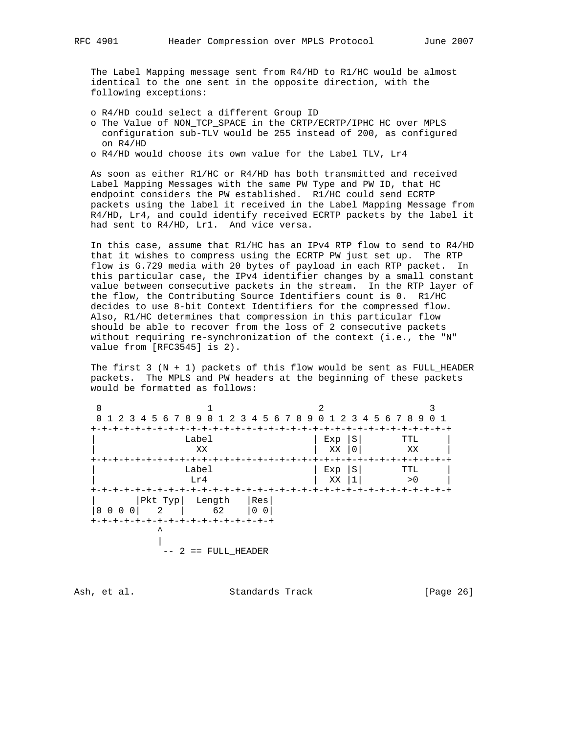The Label Mapping message sent from R4/HD to R1/HC would be almost identical to the one sent in the opposite direction, with the following exceptions:

- o R4/HD could select a different Group ID
- o The Value of NON_TCP_SPACE in the CRTP/ECRTP/IPHC HC over MPLS configuration sub-TLV would be 255 instead of 200, as configured on R4/HD
- o R4/HD would choose its own value for the Label TLV, Lr4

As soon as either R1/HC or R4/HD has both transmitted and received Label Mapping Messages with the same PW Type and PW ID, that HC endpoint considers the PW established. R1/HC could send ECRTP packets using the label it received in the Label Mapping Message from R4/HD, Lr4, and could identify received ECRTP packets by the label it had sent to R4/HD, Lr1. And vice versa.

In this case, assume that R1/HC has an IPv4 RTP flow to send to R4/HD that it wishes to compress using the ECRTP PW just set up. The RTP flow is G.729 media with 20 bytes of payload in each RTP packet. In this particular case, the IPv4 identifier changes by a small constant value between consecutive packets in the stream. In the RTP layer of the flow, the Contributing Source Identifiers count is 0. R1/HC decides to use 8-bit Context Identifiers for the compressed flow. Also, R1/HC determines that compression in this particular flow should be able to recover from the loss of 2 consecutive packets without requiring re-synchronization of the context (i.e., the "N" value from [RFC3545] is 2).

The first 3 (N + 1) packets of this flow would be sent as FULL_HEADER packets. The MPLS and PW headers at the beginning of these packets would be formatted as follows:

```
 0                   1                   2                   3
 0 1 2 3 4 5 6 7 8 9 0 1 2 3 4 5 6 7 8 9 0 1 2 3 4 5 6 7 8 9 0 1
+-+-+-+-+-+-+-+-+-+-+-+-+-+-+-+-+-+-+-+-+-+-+-+-+-+-+-+-+-+-+-+-+
|                Label                  | Exp |S|       TTL     |
|                 XX                    |  XX |0|        XX     |
+-+-+-+-+-+-+-+-+-+-+-+-+-+-+-+-+-+-+-+-+-+-+-+-+-+-+-+-+-+-+-+-+
|                Label                  | Exp |S|       TTL     |
|                Lr4                    |  XX |1|        >0     |
+-+-+-+-+-+-+-+-+-+-+-+-+-+-+-+-+-+-+-+-+-+-+-+-+-+-+-+-+-+-+-+-+
|       |Pkt Typ|  Length   |Res|
|0 0 0 0|   2   |     62    |0 0|
+-+-+-+-+-+-+-+-+-+-+-+-+-+-+-+-+
            ^
            |
             -- 2 == FULL_HEADER
```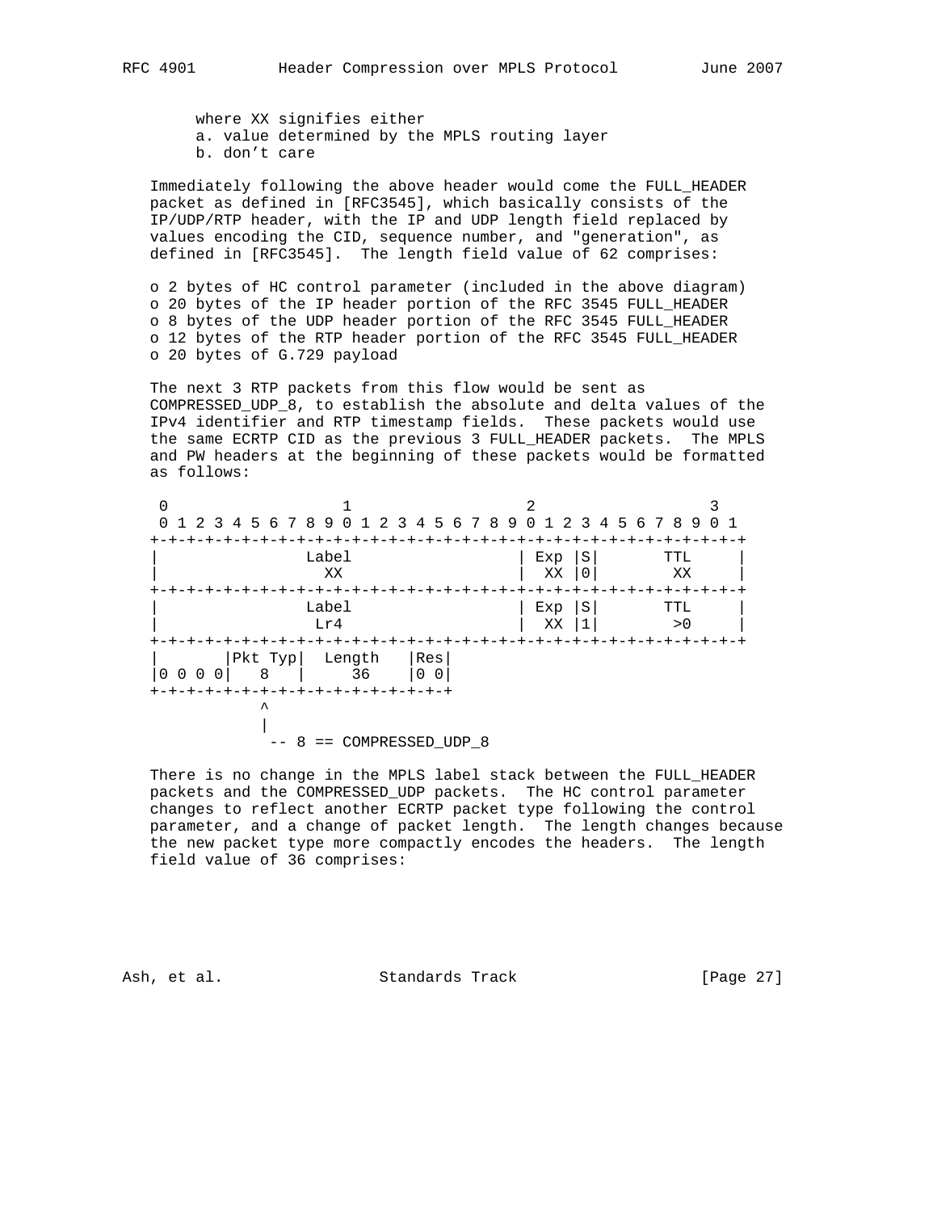where XX signifies either

a. value determined by the MPLS routing layer
b. don't care

Immediately following the above header would come the FULL_HEADER packet as defined in [RFC3545], which basically consists of the IP/UDP/RTP header, with the IP and UDP length field replaced by values encoding the CID, sequence number, and "generation", as defined in [RFC3545]. The length field value of 62 comprises:

- o 2 bytes of HC control parameter (included in the above diagram)
- o 20 bytes of the IP header portion of the RFC 3545 FULL_HEADER
- o 8 bytes of the UDP header portion of the RFC 3545 FULL_HEADER
- o 12 bytes of the RTP header portion of the RFC 3545 FULL_HEADER
- o 20 bytes of G.729 payload

The next 3 RTP packets from this flow would be sent as COMPRESSED_UDP_8, to establish the absolute and delta values of the IPv4 identifier and RTP timestamp fields. These packets would use the same ECRTP CID as the previous 3 FULL_HEADER packets. The MPLS and PW headers at the beginning of these packets would be formatted as follows:

```
 0                   1                   2                   3
 0 1 2 3 4 5 6 7 8 9 0 1 2 3 4 5 6 7 8 9 0 1 2 3 4 5 6 7 8 9 0 1
+-+-+-+-+-+-+-+-+-+-+-+-+-+-+-+-+-+-+-+-+-+-+-+-+-+-+-+-+-+-+-+-+
|                Label                  | Exp |S|       TTL     |
|                 XX                    |  XX |0|        XX     |
+-+-+-+-+-+-+-+-+-+-+-+-+-+-+-+-+-+-+-+-+-+-+-+-+-+-+-+-+-+-+-+-+
|                Label                  | Exp |S|       TTL     |
|                 Lr4                   |  XX |1|        >0     |
+-+-+-+-+-+-+-+-+-+-+-+-+-+-+-+-+-+-+-+-+-+-+-+-+-+-+-+-+-+-+-+-+
|       |Pkt Typ|  Length   |Res|
|0 0 0 0|   8   |     36    |0 0|
+-+-+-+-+-+-+-+-+-+-+-+-+-+-+-+-+
           ^
           |
            -- 8 == COMPRESSED_UDP_8
```

There is no change in the MPLS label stack between the FULL_HEADER packets and the COMPRESSED_UDP packets. The HC control parameter changes to reflect another ECRTP packet type following the control parameter, and a change of packet length. The length changes because the new packet type more compactly encodes the headers. The length field value of 36 comprises: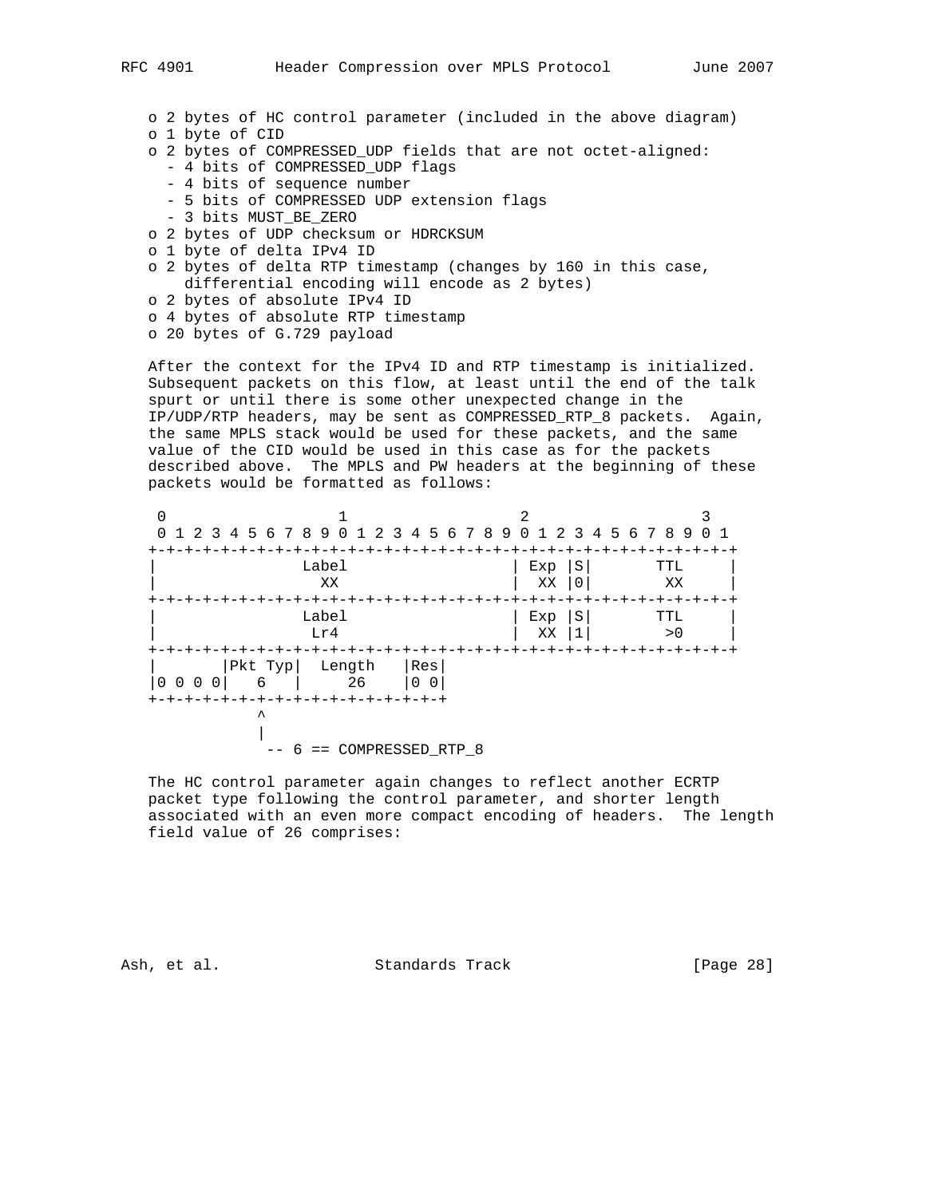- 2 bytes of HC control parameter (included in the above diagram)
- 1 byte of CID
- 2 bytes of COMPRESSED_UDP fields that are not octet-aligned:
  - 4 bits of COMPRESSED_UDP flags
  - 4 bits of sequence number
  - 5 bits of COMPRESSED UDP extension flags
  - 3 bits MUST_BE_ZERO
- 2 bytes of UDP checksum or HDRCKSUM
- 1 byte of delta IPv4 ID
- 2 bytes of delta RTP timestamp (changes by 160 in this case, differential encoding will encode as 2 bytes)
- 2 bytes of absolute IPv4 ID
- 4 bytes of absolute RTP timestamp
- 20 bytes of G.729 payload

After the context for the IPv4 ID and RTP timestamp is initialized. Subsequent packets on this flow, at least until the end of the talk spurt or until there is some other unexpected change in the IP/UDP/RTP headers, may be sent as COMPRESSED_RTP_8 packets. Again, the same MPLS stack would be used for these packets, and the same value of the CID would be used in this case as for the packets described above. The MPLS and PW headers at the beginning of these packets would be formatted as follows:

```
 0                   1                   2                   3
 0 1 2 3 4 5 6 7 8 9 0 1 2 3 4 5 6 7 8 9 0 1 2 3 4 5 6 7 8 9 0 1
+-+-+-+-+-+-+-+-+-+-+-+-+-+-+-+-+-+-+-+-+-+-+-+-+-+-+-+-+-+-+-+-+
|                Label                  | Exp |S|       TTL     |
|                 XX                    |  XX |0|        XX     |
+-+-+-+-+-+-+-+-+-+-+-+-+-+-+-+-+-+-+-+-+-+-+-+-+-+-+-+-+-+-+-+-+
|                Label                  | Exp |S|       TTL     |
|                 Lr4                   |  XX |1|        >0     |
+-+-+-+-+-+-+-+-+-+-+-+-+-+-+-+-+-+-+-+-+-+-+-+-+-+-+-+-+-+-+-+-+
|       |Pkt Typ|  Length   |Res|
|0 0 0 0|   6   |     26    |0 0|
+-+-+-+-+-+-+-+-+-+-+-+-+-+-+-+-+
            ^
            |
             -- 6 == COMPRESSED_RTP_8
```

The HC control parameter again changes to reflect another ECRTP packet type following the control parameter, and shorter length associated with an even more compact encoding of headers. The length field value of 26 comprises: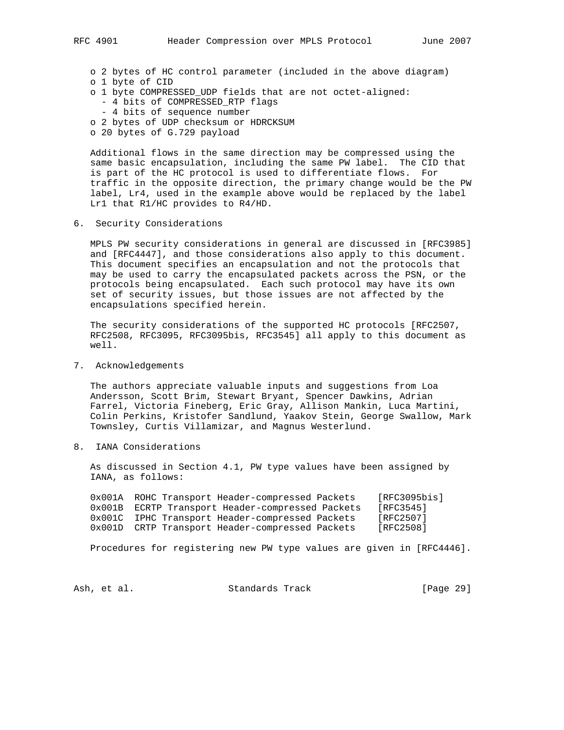- 2 bytes of HC control parameter (included in the above diagram)
- 1 byte of CID
- 1 byte COMPRESSED_UDP fields that are not octet-aligned:
  - 4 bits of COMPRESSED_RTP flags
  - 4 bits of sequence number
- 2 bytes of UDP checksum or HDRCKSUM
- 20 bytes of G.729 payload

Additional flows in the same direction may be compressed using the same basic encapsulation, including the same PW label. The CID that is part of the HC protocol is used to differentiate flows. For traffic in the opposite direction, the primary change would be the PW label, Lr4, used in the example above would be replaced by the label Lr1 that R1/HC provides to R4/HD.

## 6. Security Considerations

MPLS PW security considerations in general are discussed in [RFC3985] and [RFC4447], and those considerations also apply to this document. This document specifies an encapsulation and not the protocols that may be used to carry the encapsulated packets across the PSN, or the protocols being encapsulated. Each such protocol may have its own set of security issues, but those issues are not affected by the encapsulations specified herein.

The security considerations of the supported HC protocols [RFC2507, RFC2508, RFC3095, RFC3095bis, RFC3545] all apply to this document as well.

## 7. Acknowledgements

The authors appreciate valuable inputs and suggestions from Loa Andersson, Scott Brim, Stewart Bryant, Spencer Dawkins, Adrian Farrel, Victoria Fineberg, Eric Gray, Allison Mankin, Luca Martini, Colin Perkins, Kristofer Sandlund, Yaakov Stein, George Swallow, Mark Townsley, Curtis Villamizar, and Magnus Westerlund.

## 8. IANA Considerations

As discussed in Section 4.1, PW type values have been assigned by IANA, as follows:

```
0x001A  ROHC Transport Header-compressed Packets    [RFC3095bis]
0x001B  ECRTP Transport Header-compressed Packets   [RFC3545]
0x001C  IPHC Transport Header-compressed Packets    [RFC2507]
0x001D  CRTP Transport Header-compressed Packets    [RFC2508]
```

Procedures for registering new PW type values are given in [RFC4446].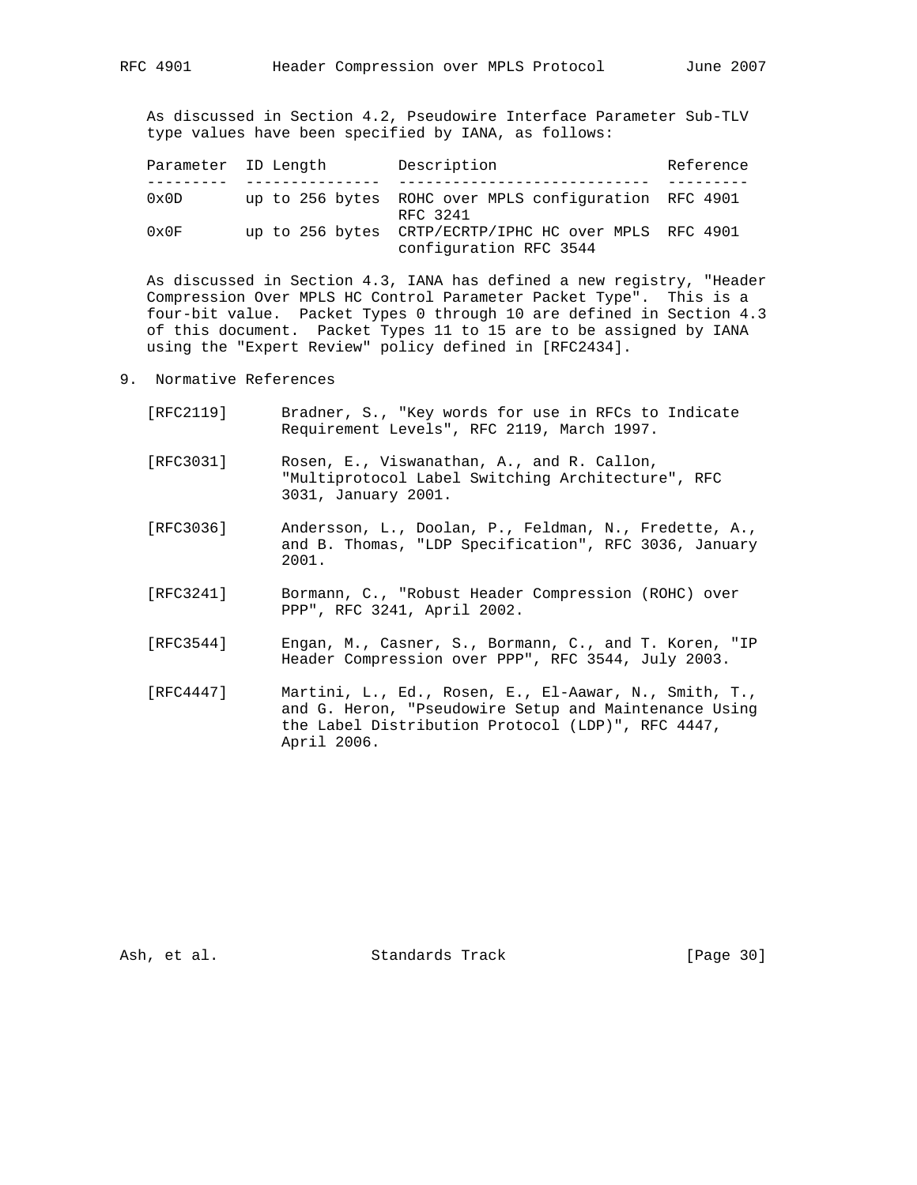As discussed in Section 4.2, Pseudowire Interface Parameter Sub-TLV type values have been specified by IANA, as follows:

| Parameter | ID Length | Description | Reference |
|---|---|---|---|
| 0x0D | up to 256 bytes | ROHC over MPLS configuration RFC 3241 | RFC 4901 |
| 0x0F | up to 256 bytes | CRTP/ECRTP/IPHC HC over MPLS configuration RFC 3544 | RFC 4901 |

As discussed in Section 4.3, IANA has defined a new registry, "Header Compression Over MPLS HC Control Parameter Packet Type". This is a four-bit value. Packet Types 0 through 10 are defined in Section 4.3 of this document. Packet Types 11 to 15 are to be assigned by IANA using the "Expert Review" policy defined in [RFC2434].

# 9. Normative References

[RFC2119] Bradner, S., "Key words for use in RFCs to Indicate Requirement Levels", RFC 2119, March 1997.

[RFC3031] Rosen, E., Viswanathan, A., and R. Callon, "Multiprotocol Label Switching Architecture", RFC 3031, January 2001.

[RFC3036] Andersson, L., Doolan, P., Feldman, N., Fredette, A., and B. Thomas, "LDP Specification", RFC 3036, January 2001.

[RFC3241] Bormann, C., "Robust Header Compression (ROHC) over PPP", RFC 3241, April 2002.

[RFC3544] Engan, M., Casner, S., Bormann, C., and T. Koren, "IP Header Compression over PPP", RFC 3544, July 2003.

[RFC4447] Martini, L., Ed., Rosen, E., El-Aawar, N., Smith, T., and G. Heron, "Pseudowire Setup and Maintenance Using the Label Distribution Protocol (LDP)", RFC 4447, April 2006.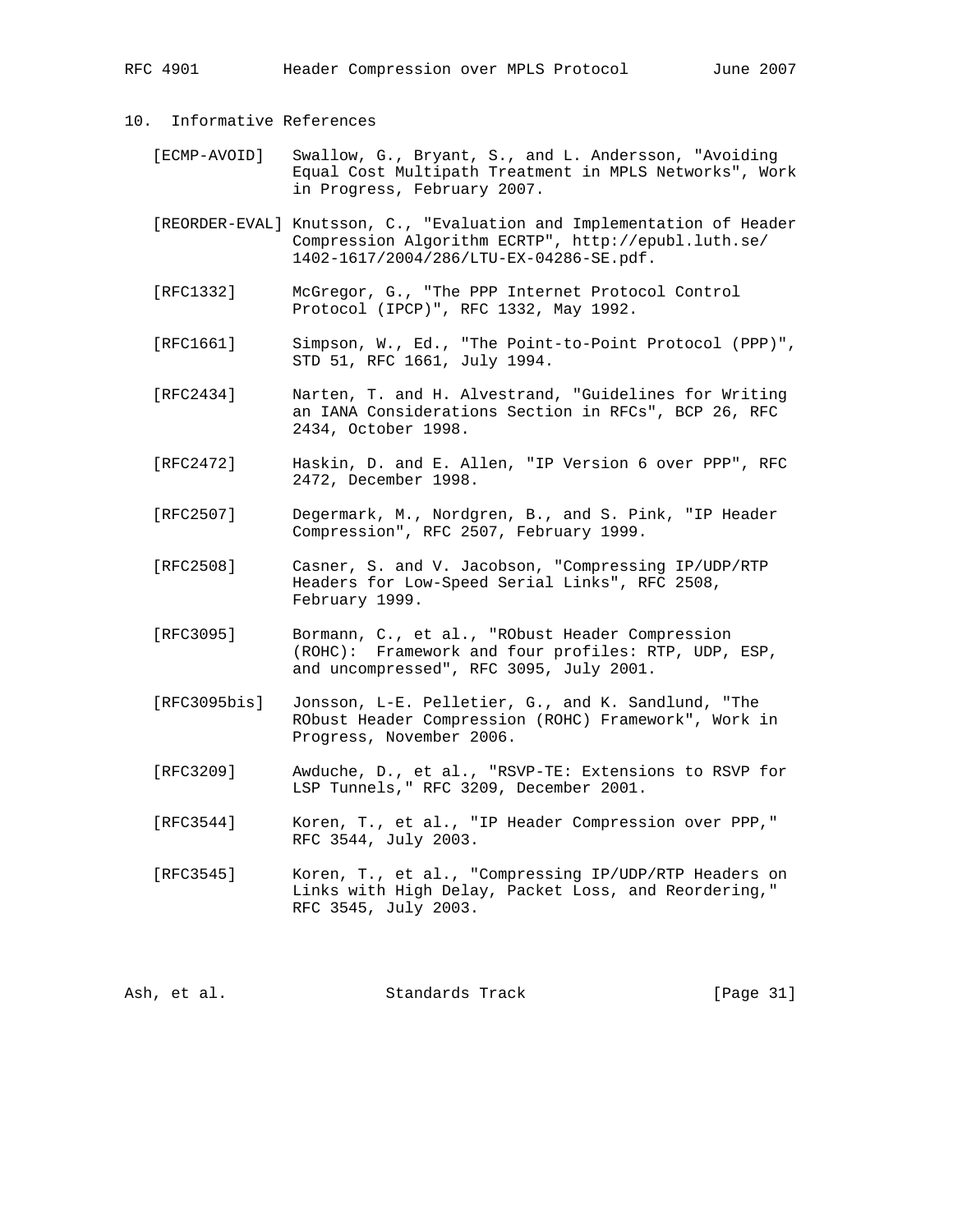## 10. Informative References

[ECMP-AVOID] Swallow, G., Bryant, S., and L. Andersson, "Avoiding Equal Cost Multipath Treatment in MPLS Networks", Work in Progress, February 2007.

[REORDER-EVAL] Knutsson, C., "Evaluation and Implementation of Header Compression Algorithm ECRTP", http://epubl.luth.se/1402-1617/2004/286/LTU-EX-04286-SE.pdf.

[RFC1332] McGregor, G., "The PPP Internet Protocol Control Protocol (IPCP)", RFC 1332, May 1992.

[RFC1661] Simpson, W., Ed., "The Point-to-Point Protocol (PPP)", STD 51, RFC 1661, July 1994.

[RFC2434] Narten, T. and H. Alvestrand, "Guidelines for Writing an IANA Considerations Section in RFCs", BCP 26, RFC 2434, October 1998.

[RFC2472] Haskin, D. and E. Allen, "IP Version 6 over PPP", RFC 2472, December 1998.

[RFC2507] Degermark, M., Nordgren, B., and S. Pink, "IP Header Compression", RFC 2507, February 1999.

[RFC2508] Casner, S. and V. Jacobson, "Compressing IP/UDP/RTP Headers for Low-Speed Serial Links", RFC 2508, February 1999.

[RFC3095] Bormann, C., et al., "RObust Header Compression (ROHC): Framework and four profiles: RTP, UDP, ESP, and uncompressed", RFC 3095, July 2001.

[RFC3095bis] Jonsson, L-E. Pelletier, G., and K. Sandlund, "The RObust Header Compression (ROHC) Framework", Work in Progress, November 2006.

[RFC3209] Awduche, D., et al., "RSVP-TE: Extensions to RSVP for LSP Tunnels," RFC 3209, December 2001.

[RFC3544] Koren, T., et al., "IP Header Compression over PPP," RFC 3544, July 2003.

[RFC3545] Koren, T., et al., "Compressing IP/UDP/RTP Headers on Links with High Delay, Packet Loss, and Reordering," RFC 3545, July 2003.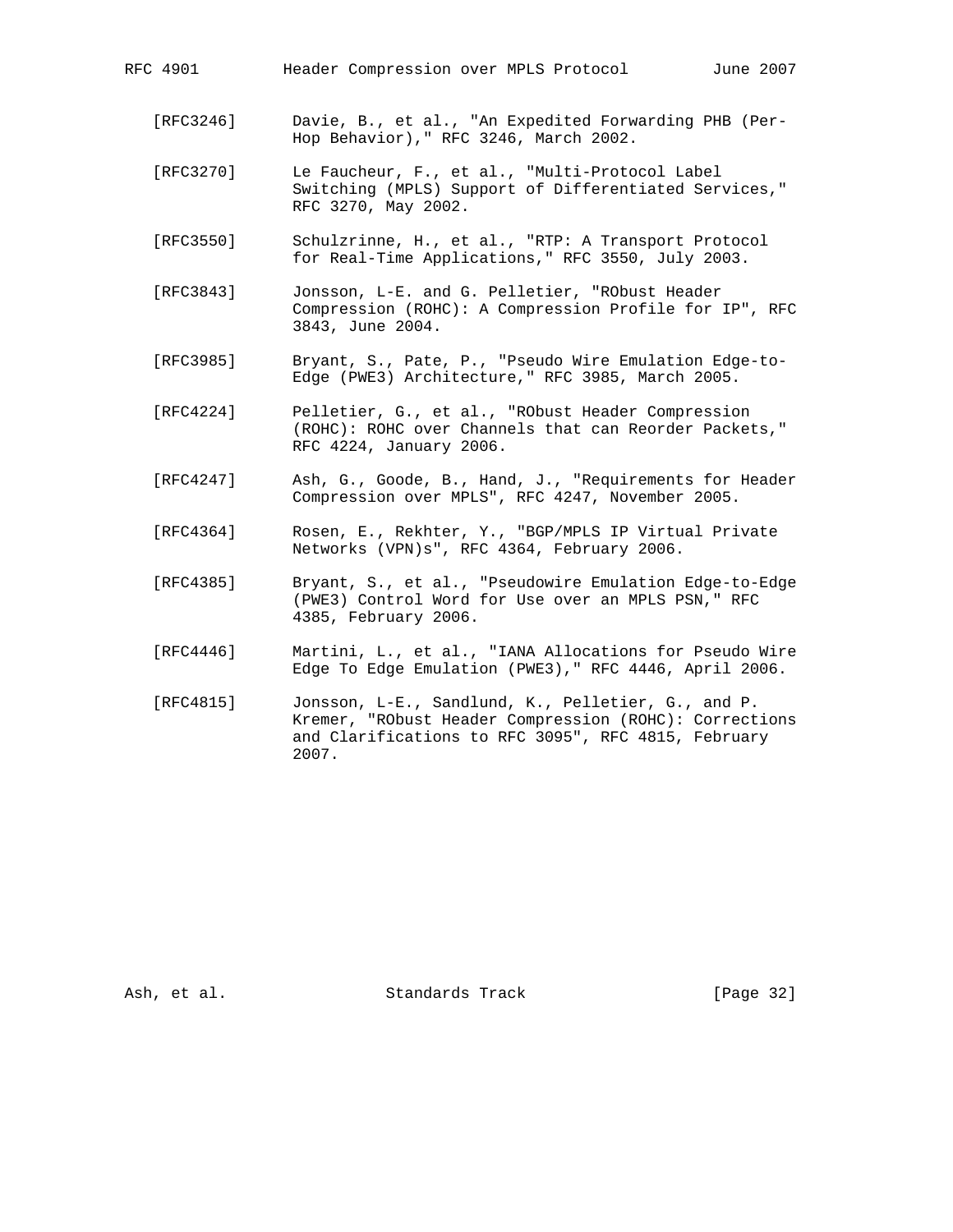[RFC3246] Davie, B., et al., "An Expedited Forwarding PHB (Per-Hop Behavior)," RFC 3246, March 2002.

[RFC3270] Le Faucheur, F., et al., "Multi-Protocol Label Switching (MPLS) Support of Differentiated Services," RFC 3270, May 2002.

[RFC3550] Schulzrinne, H., et al., "RTP: A Transport Protocol for Real-Time Applications," RFC 3550, July 2003.

[RFC3843] Jonsson, L-E. and G. Pelletier, "RObust Header Compression (ROHC): A Compression Profile for IP", RFC 3843, June 2004.

[RFC3985] Bryant, S., Pate, P., "Pseudo Wire Emulation Edge-to-Edge (PWE3) Architecture," RFC 3985, March 2005.

[RFC4224] Pelletier, G., et al., "RObust Header Compression (ROHC): ROHC over Channels that can Reorder Packets," RFC 4224, January 2006.

[RFC4247] Ash, G., Goode, B., Hand, J., "Requirements for Header Compression over MPLS", RFC 4247, November 2005.

[RFC4364] Rosen, E., Rekhter, Y., "BGP/MPLS IP Virtual Private Networks (VPN)s", RFC 4364, February 2006.

[RFC4385] Bryant, S., et al., "Pseudowire Emulation Edge-to-Edge (PWE3) Control Word for Use over an MPLS PSN," RFC 4385, February 2006.

[RFC4446] Martini, L., et al., "IANA Allocations for Pseudo Wire Edge To Edge Emulation (PWE3)," RFC 4446, April 2006.

[RFC4815] Jonsson, L-E., Sandlund, K., Pelletier, G., and P. Kremer, "RObust Header Compression (ROHC): Corrections and Clarifications to RFC 3095", RFC 4815, February 2007.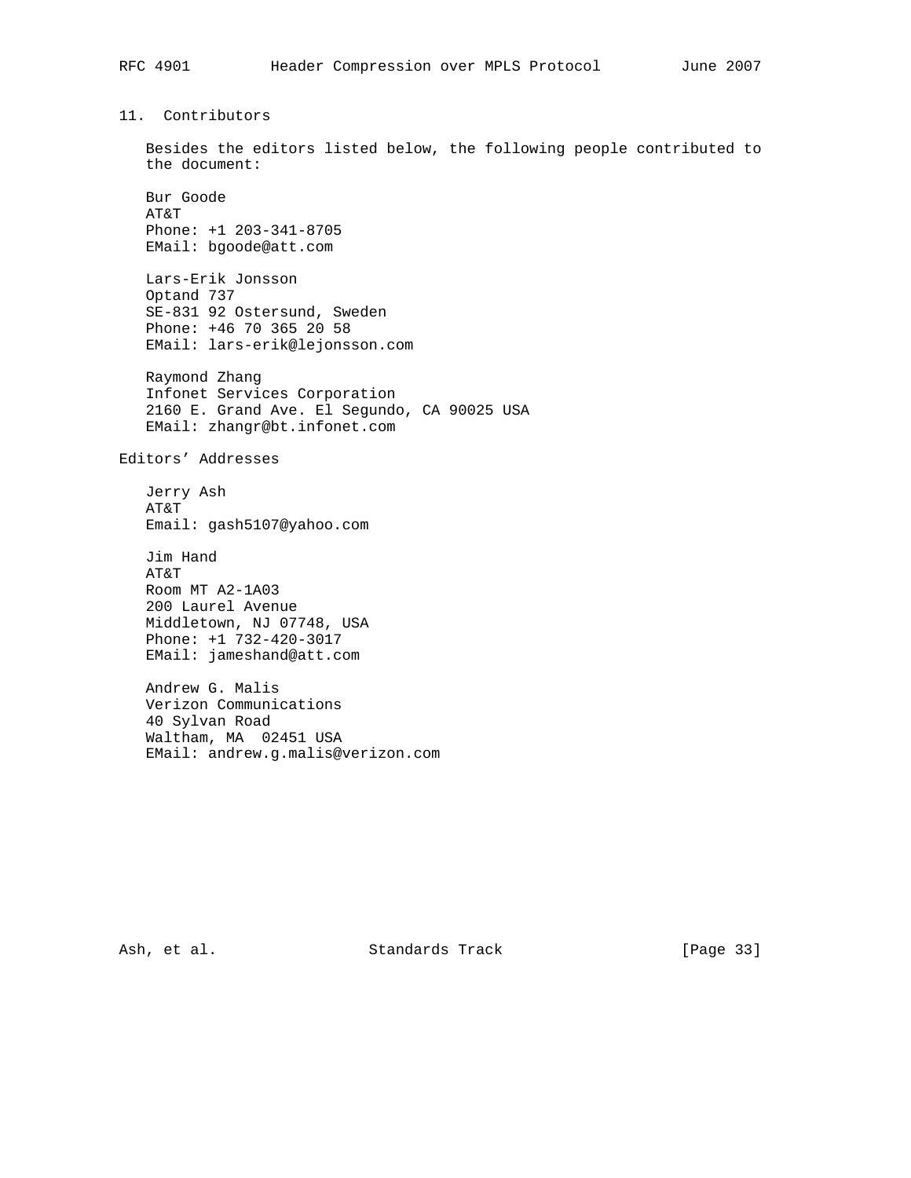## 11. Contributors

Besides the editors listed below, the following people contributed to the document:

Bur Goode
AT&T
Phone: +1 203-341-8705
EMail: bgoode@att.com

Lars-Erik Jonsson
Optand 737
SE-831 92 Ostersund, Sweden
Phone: +46 70 365 20 58
EMail: lars-erik@lejonsson.com

Raymond Zhang
Infonet Services Corporation
2160 E. Grand Ave. El Segundo, CA 90025 USA
EMail: zhangr@bt.infonet.com

## Editors' Addresses

Jerry Ash
AT&T
Email: gash5107@yahoo.com

Jim Hand
AT&T
Room MT A2-1A03
200 Laurel Avenue
Middletown, NJ 07748, USA
Phone: +1 732-420-3017
EMail: jameshand@att.com

Andrew G. Malis
Verizon Communications
40 Sylvan Road
Waltham, MA 02451 USA
EMail: andrew.g.malis@verizon.com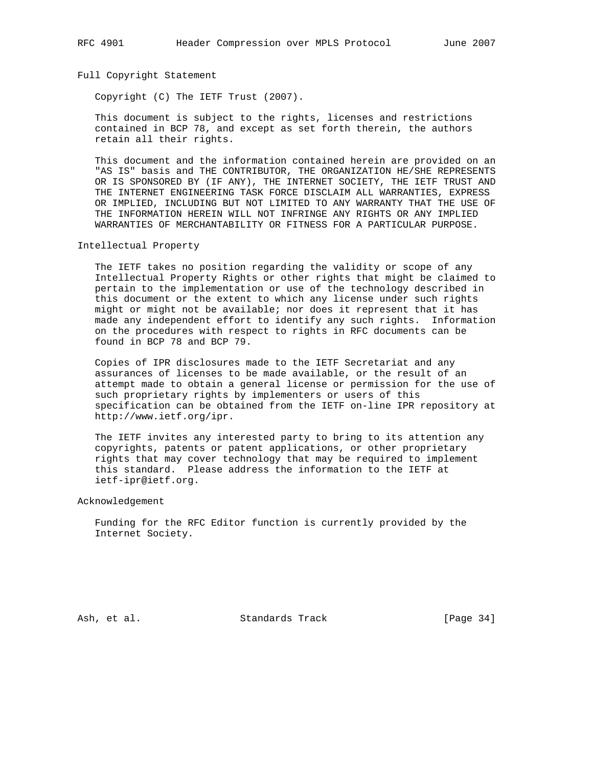## Full Copyright Statement

Copyright (C) The IETF Trust (2007).

This document is subject to the rights, licenses and restrictions contained in BCP 78, and except as set forth therein, the authors retain all their rights.

This document and the information contained herein are provided on an "AS IS" basis and THE CONTRIBUTOR, THE ORGANIZATION HE/SHE REPRESENTS OR IS SPONSORED BY (IF ANY), THE INTERNET SOCIETY, THE IETF TRUST AND THE INTERNET ENGINEERING TASK FORCE DISCLAIM ALL WARRANTIES, EXPRESS OR IMPLIED, INCLUDING BUT NOT LIMITED TO ANY WARRANTY THAT THE USE OF THE INFORMATION HEREIN WILL NOT INFRINGE ANY RIGHTS OR ANY IMPLIED WARRANTIES OF MERCHANTABILITY OR FITNESS FOR A PARTICULAR PURPOSE.

## Intellectual Property

The IETF takes no position regarding the validity or scope of any Intellectual Property Rights or other rights that might be claimed to pertain to the implementation or use of the technology described in this document or the extent to which any license under such rights might or might not be available; nor does it represent that it has made any independent effort to identify any such rights. Information on the procedures with respect to rights in RFC documents can be found in BCP 78 and BCP 79.

Copies of IPR disclosures made to the IETF Secretariat and any assurances of licenses to be made available, or the result of an attempt made to obtain a general license or permission for the use of such proprietary rights by implementers or users of this specification can be obtained from the IETF on-line IPR repository at http://www.ietf.org/ipr.

The IETF invites any interested party to bring to its attention any copyrights, patents or patent applications, or other proprietary rights that may cover technology that may be required to implement this standard. Please address the information to the IETF at ietf-ipr@ietf.org.

## Acknowledgement

Funding for the RFC Editor function is currently provided by the Internet Society.